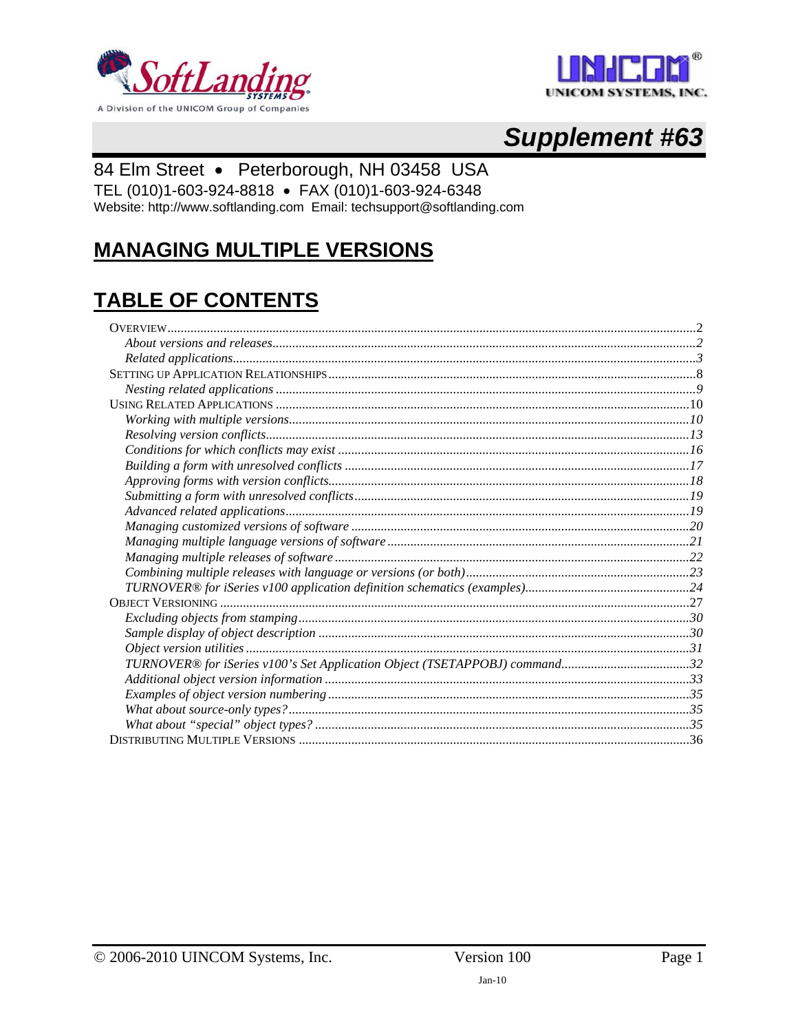A Division of the UNICOM Group of Companies

UNICOM SYSTEMS, INC.

# Supplement #63

84 Elm Street • Peterborough, NH 03458 USA
TEL (010)1-603-924-8818 • FAX (010)1-603-924-6348
Website: http://www.softlanding.com Email: techsupport@softlanding.com

# MANAGING MULTIPLE VERSIONS

# TABLE OF CONTENTS

- OVERVIEW ... 2
  - *About versions and releases* ... 2
  - *Related applications* ... 3
- SETTING UP APPLICATION RELATIONSHIPS ... 8
  - *Nesting related applications* ... 9
- USING RELATED APPLICATIONS ... 10
  - *Working with multiple versions* ... 10
  - *Resolving version conflicts* ... 13
  - *Conditions for which conflicts may exist* ... 16
  - *Building a form with unresolved conflicts* ... 17
  - *Approving forms with version conflicts* ... 18
  - *Submitting a form with unresolved conflicts* ... 19
  - *Advanced related applications* ... 19
  - *Managing customized versions of software* ... 20
  - *Managing multiple language versions of software* ... 21
  - *Managing multiple releases of software* ... 22
  - *Combining multiple releases with language or versions (or both)* ... 23
  - *TURNOVER® for iSeries v100 application definition schematics (examples)* ... 24
- OBJECT VERSIONING ... 27
  - *Excluding objects from stamping* ... 30
  - *Sample display of object description* ... 30
  - *Object version utilities* ... 31
  - *TURNOVER® for iSeries v100's Set Application Object (TSETAPPOBJ) command* ... 32
  - *Additional object version information* ... 33
  - *Examples of object version numbering* ... 35
  - *What about source-only types?* ... 35
  - *What about "special" object types?* ... 35
- DISTRIBUTING MULTIPLE VERSIONS ... 36

© 2006-2010 UINCOM Systems, Inc. Version 100

Jan-10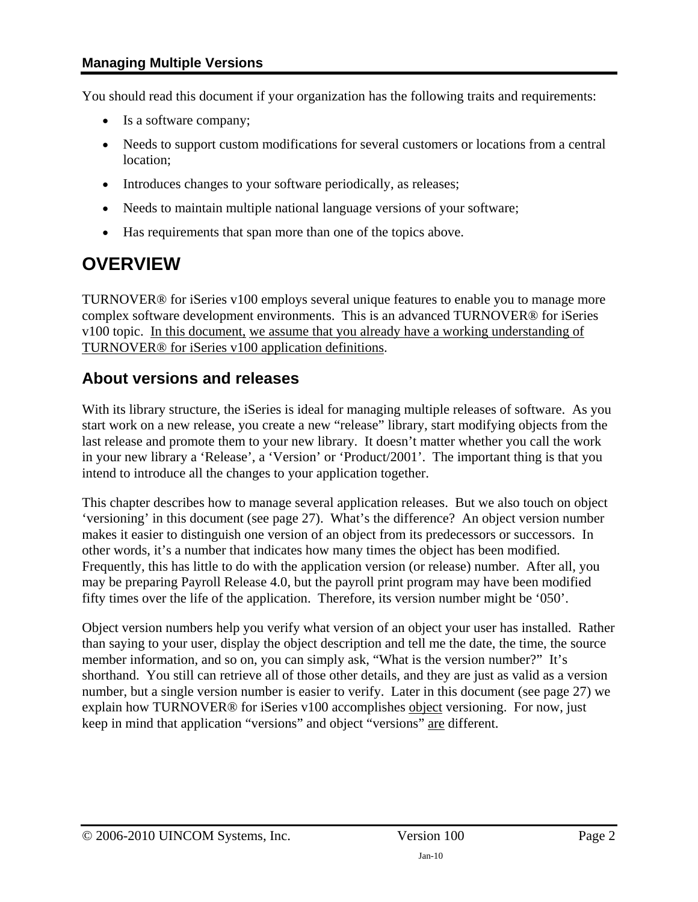**Managing Multiple Versions**

You should read this document if your organization has the following traits and requirements:

- Is a software company;
- Needs to support custom modifications for several customers or locations from a central location;
- Introduces changes to your software periodically, as releases;
- Needs to maintain multiple national language versions of your software;
- Has requirements that span more than one of the topics above.

# OVERVIEW

TURNOVER® for iSeries v100 employs several unique features to enable you to manage more complex software development environments. This is an advanced TURNOVER® for iSeries v100 topic. In this document, we assume that you already have a working understanding of TURNOVER® for iSeries v100 application definitions.

## About versions and releases

With its library structure, the iSeries is ideal for managing multiple releases of software. As you start work on a new release, you create a new "release" library, start modifying objects from the last release and promote them to your new library. It doesn't matter whether you call the work in your new library a 'Release', a 'Version' or 'Product/2001'. The important thing is that you intend to introduce all the changes to your application together.

This chapter describes how to manage several application releases. But we also touch on object 'versioning' in this document (see page 27). What's the difference? An object version number makes it easier to distinguish one version of an object from its predecessors or successors. In other words, it's a number that indicates how many times the object has been modified. Frequently, this has little to do with the application version (or release) number. After all, you may be preparing Payroll Release 4.0, but the payroll print program may have been modified fifty times over the life of the application. Therefore, its version number might be '050'.

Object version numbers help you verify what version of an object your user has installed. Rather than saying to your user, display the object description and tell me the date, the time, the source member information, and so on, you can simply ask, "What is the version number?" It's shorthand. You still can retrieve all of those other details, and they are just as valid as a version number, but a single version number is easier to verify. Later in this document (see page 27) we explain how TURNOVER® for iSeries v100 accomplishes object versioning. For now, just keep in mind that application "versions" and object "versions" are different.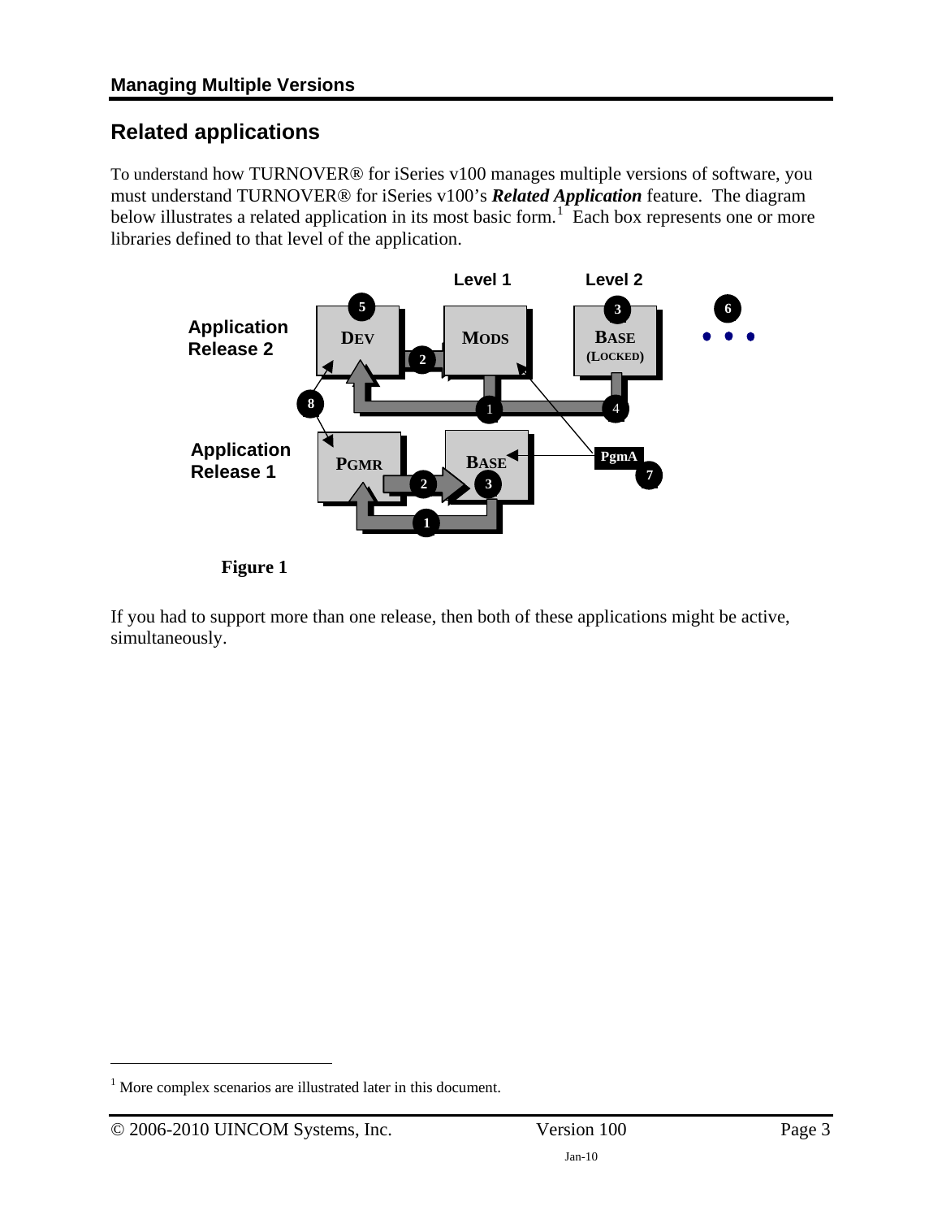## Related applications

To understand how TURNOVER® for iSeries v100 manages multiple versions of software, you must understand TURNOVER® for iSeries v100's ***Related Application*** feature. The diagram below illustrates a related application in its most basic form.[1] Each box represents one or more libraries defined to that level of the application.

**Figure 1**

If you had to support more than one release, then both of these applications might be active, simultaneously.

---

[1] More complex scenarios are illustrated later in this document.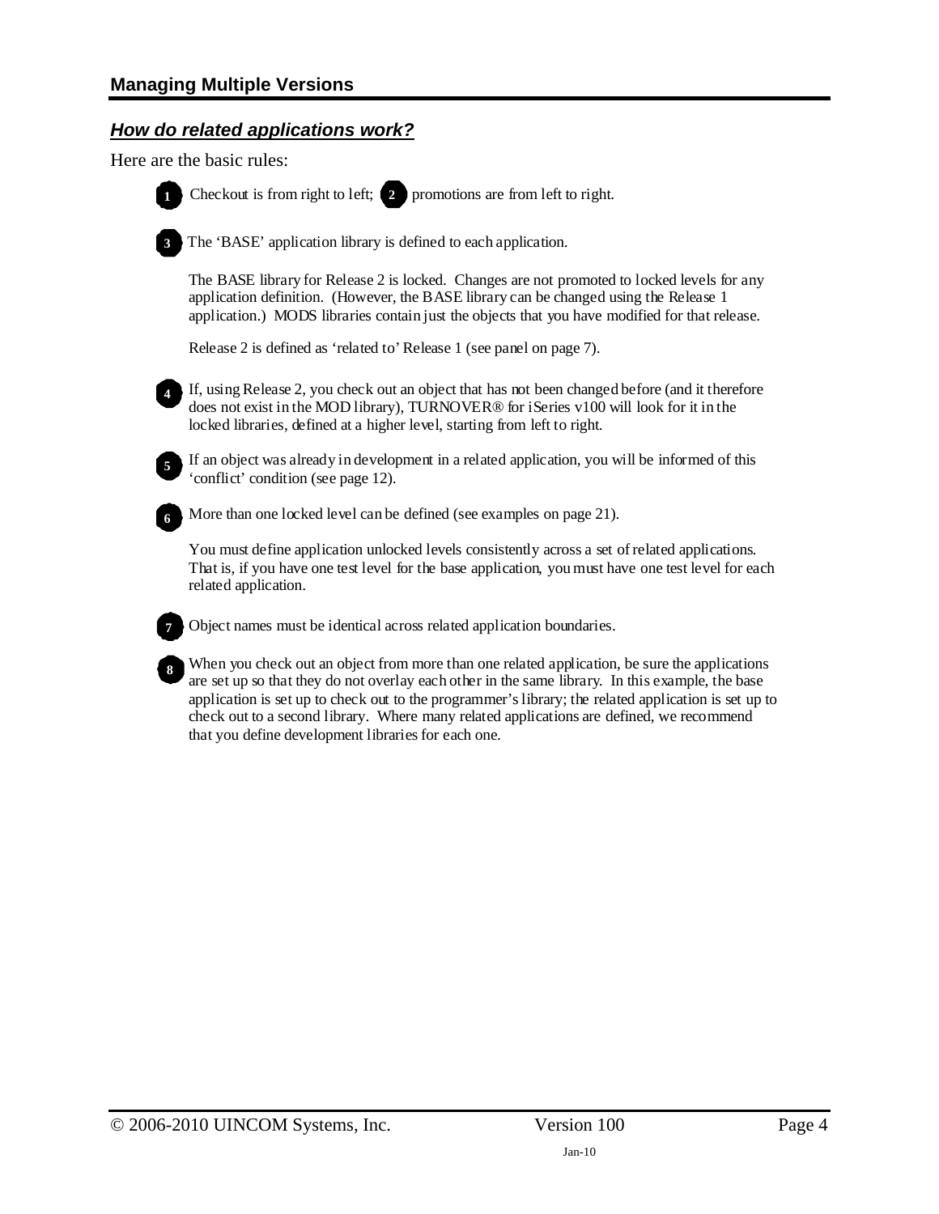## Managing Multiple Versions

### *How do related applications work?*

Here are the basic rules:

**1** Checkout is from right to left; **2** promotions are from left to right.

**3** The 'BASE' application library is defined to each application.

The BASE library for Release 2 is locked. Changes are not promoted to locked levels for any application definition. (However, the BASE library can be changed using the Release 1 application.) MODS libraries contain just the objects that you have modified for that release.

Release 2 is defined as 'related to' Release 1 (see panel on page 7).

**4** If, using Release 2, you check out an object that has not been changed before (and it therefore does not exist in the MOD library), TURNOVER® for iSeries v100 will look for it in the locked libraries, defined at a higher level, starting from left to right.

**5** If an object was already in development in a related application, you will be informed of this 'conflict' condition (see page 12).

**6** More than one locked level can be defined (see examples on page 21).

You must define application unlocked levels consistently across a set of related applications. That is, if you have one test level for the base application, you must have one test level for each related application.

**7** Object names must be identical across related application boundaries.

**8** When you check out an object from more than one related application, be sure the applications are set up so that they do not overlay each other in the same library. In this example, the base application is set up to check out to the programmer's library; the related application is set up to check out to a second library. Where many related applications are defined, we recommend that you define development libraries for each one.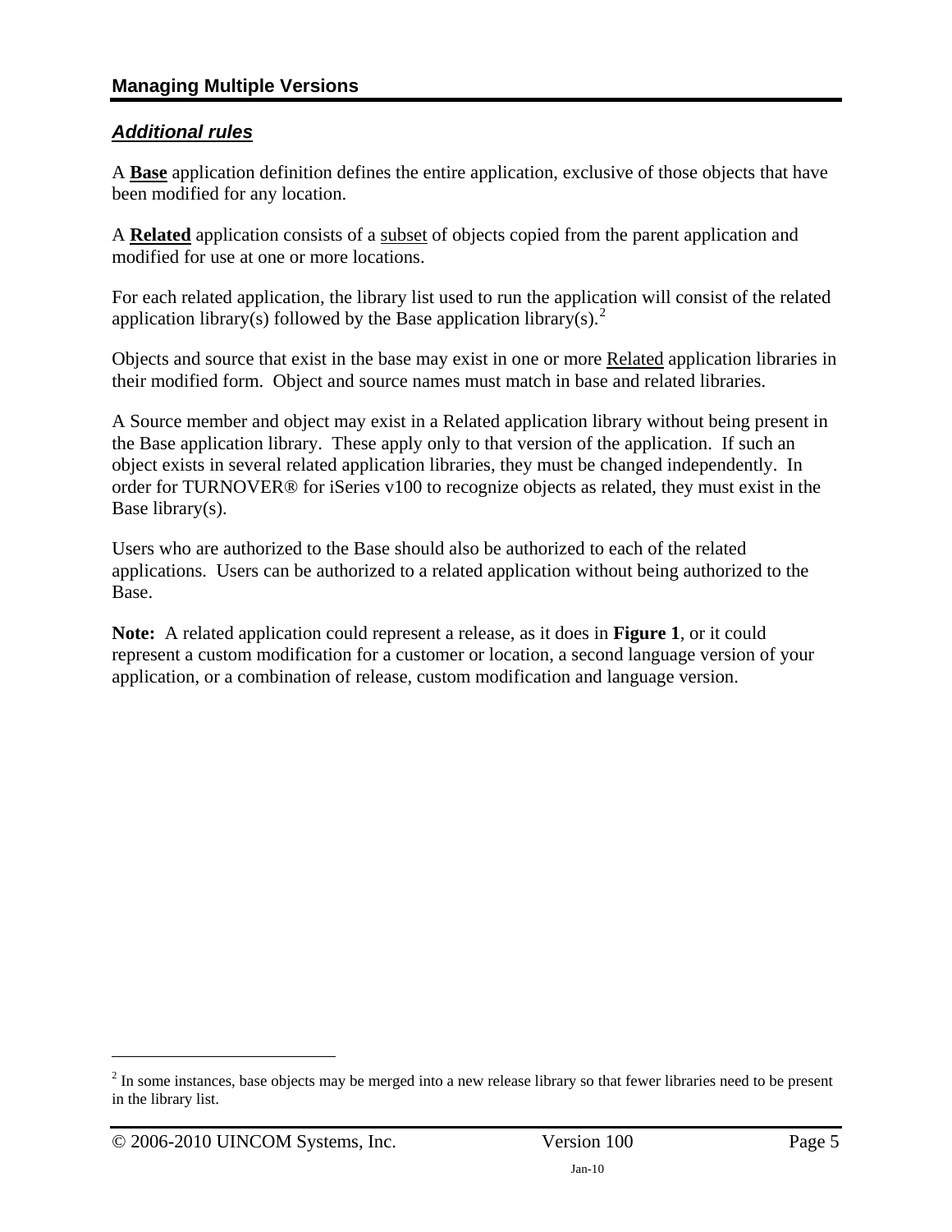## *Additional rules*

A **Base** application definition defines the entire application, exclusive of those objects that have been modified for any location.

A **Related** application consists of a subset of objects copied from the parent application and modified for use at one or more locations.

For each related application, the library list used to run the application will consist of the related application library(s) followed by the Base application library(s).[2]

Objects and source that exist in the base may exist in one or more Related application libraries in their modified form.  Object and source names must match in base and related libraries.

A Source member and object may exist in a Related application library without being present in the Base application library.  These apply only to that version of the application.  If such an object exists in several related application libraries, they must be changed independently.  In order for TURNOVER® for iSeries v100 to recognize objects as related, they must exist in the Base library(s).

Users who are authorized to the Base should also be authorized to each of the related applications.  Users can be authorized to a related application without being authorized to the Base.

**Note:**  A related application could represent a release, as it does in **Figure 1**, or it could represent a custom modification for a customer or location, a second language version of your application, or a combination of release, custom modification and language version.

---

[2] In some instances, base objects may be merged into a new release library so that fewer libraries need to be present in the library list.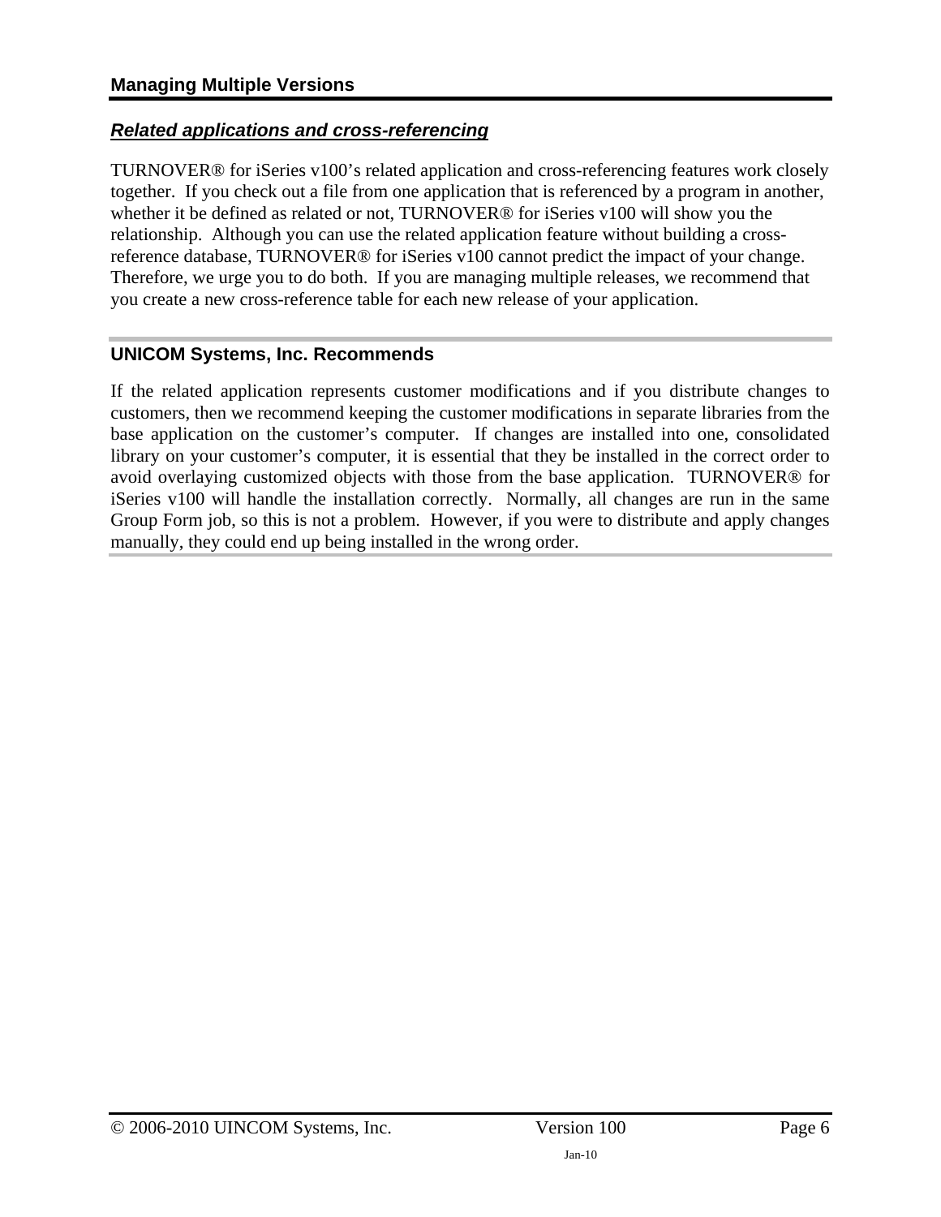## Related applications and cross-referencing

TURNOVER® for iSeries v100's related application and cross-referencing features work closely together. If you check out a file from one application that is referenced by a program in another, whether it be defined as related or not, TURNOVER® for iSeries v100 will show you the relationship. Although you can use the related application feature without building a cross-reference database, TURNOVER® for iSeries v100 cannot predict the impact of your change. Therefore, we urge you to do both. If you are managing multiple releases, we recommend that you create a new cross-reference table for each new release of your application.

### UNICOM Systems, Inc. Recommends

If the related application represents customer modifications and if you distribute changes to customers, then we recommend keeping the customer modifications in separate libraries from the base application on the customer's computer. If changes are installed into one, consolidated library on your customer's computer, it is essential that they be installed in the correct order to avoid overlaying customized objects with those from the base application. TURNOVER® for iSeries v100 will handle the installation correctly. Normally, all changes are run in the same Group Form job, so this is not a problem. However, if you were to distribute and apply changes manually, they could end up being installed in the wrong order.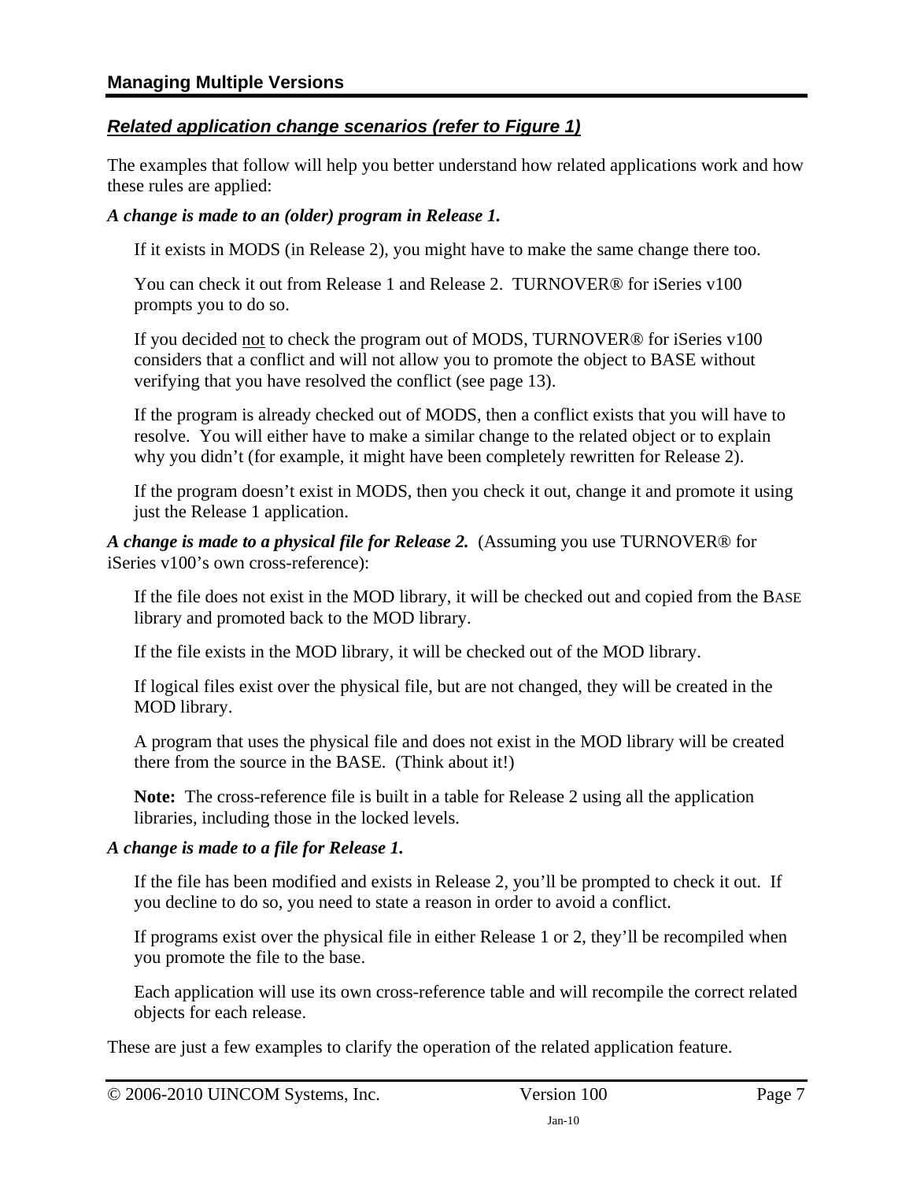## Related application change scenarios (refer to Figure 1)

The examples that follow will help you better understand how related applications work and how these rules are applied:

***A change is made to an (older) program in Release 1.***

If it exists in MODS (in Release 2), you might have to make the same change there too.

You can check it out from Release 1 and Release 2. TURNOVER® for iSeries v100 prompts you to do so.

If you decided <u>not</u> to check the program out of MODS, TURNOVER® for iSeries v100 considers that a conflict and will not allow you to promote the object to BASE without verifying that you have resolved the conflict (see page 13).

If the program is already checked out of MODS, then a conflict exists that you will have to resolve. You will either have to make a similar change to the related object or to explain why you didn't (for example, it might have been completely rewritten for Release 2).

If the program doesn't exist in MODS, then you check it out, change it and promote it using just the Release 1 application.

***A change is made to a physical file for Release 2.*** (Assuming you use TURNOVER® for iSeries v100's own cross-reference):

If the file does not exist in the MOD library, it will be checked out and copied from the BASE library and promoted back to the MOD library.

If the file exists in the MOD library, it will be checked out of the MOD library.

If logical files exist over the physical file, but are not changed, they will be created in the MOD library.

A program that uses the physical file and does not exist in the MOD library will be created there from the source in the BASE. (Think about it!)

**Note:** The cross-reference file is built in a table for Release 2 using all the application libraries, including those in the locked levels.

***A change is made to a file for Release 1.***

If the file has been modified and exists in Release 2, you'll be prompted to check it out. If you decline to do so, you need to state a reason in order to avoid a conflict.

If programs exist over the physical file in either Release 1 or 2, they'll be recompiled when you promote the file to the base.

Each application will use its own cross-reference table and will recompile the correct related objects for each release.

These are just a few examples to clarify the operation of the related application feature.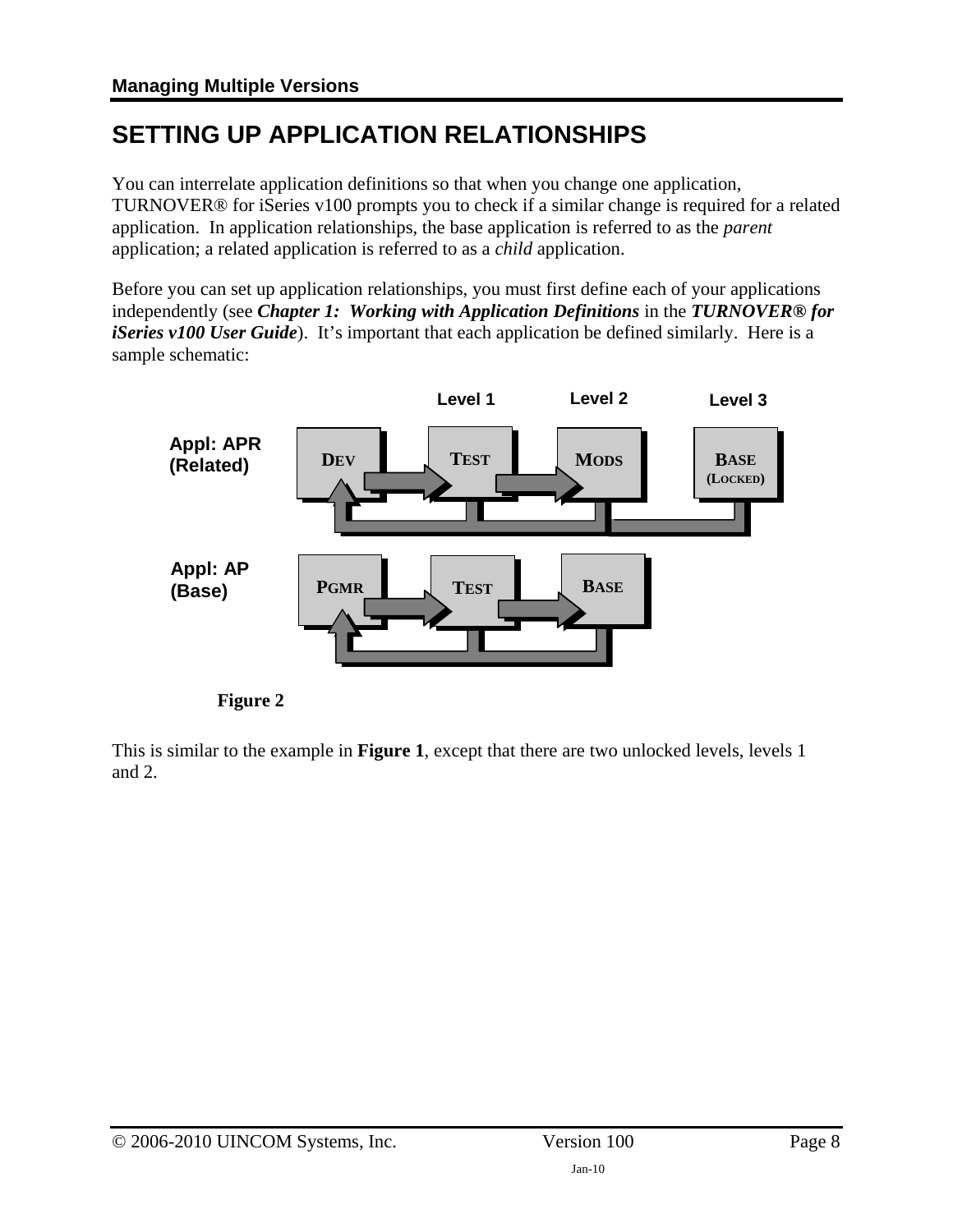# SETTING UP APPLICATION RELATIONSHIPS

You can interrelate application definitions so that when you change one application, TURNOVER® for iSeries v100 prompts you to check if a similar change is required for a related application. In application relationships, the base application is referred to as the *parent* application; a related application is referred to as a *child* application.

Before you can set up application relationships, you must first define each of your applications independently (see ***Chapter 1: Working with Application Definitions*** in the ***TURNOVER® for iSeries v100 User Guide***). It's important that each application be defined similarly. Here is a sample schematic:

Level 1 Level 2 Level 3

Appl: APR (Related) DEV TEST MODS BASE (LOCKED)

Appl: AP (Base) PGMR TEST BASE

**Figure 2**

This is similar to the example in **Figure 1**, except that there are two unlocked levels, levels 1 and 2.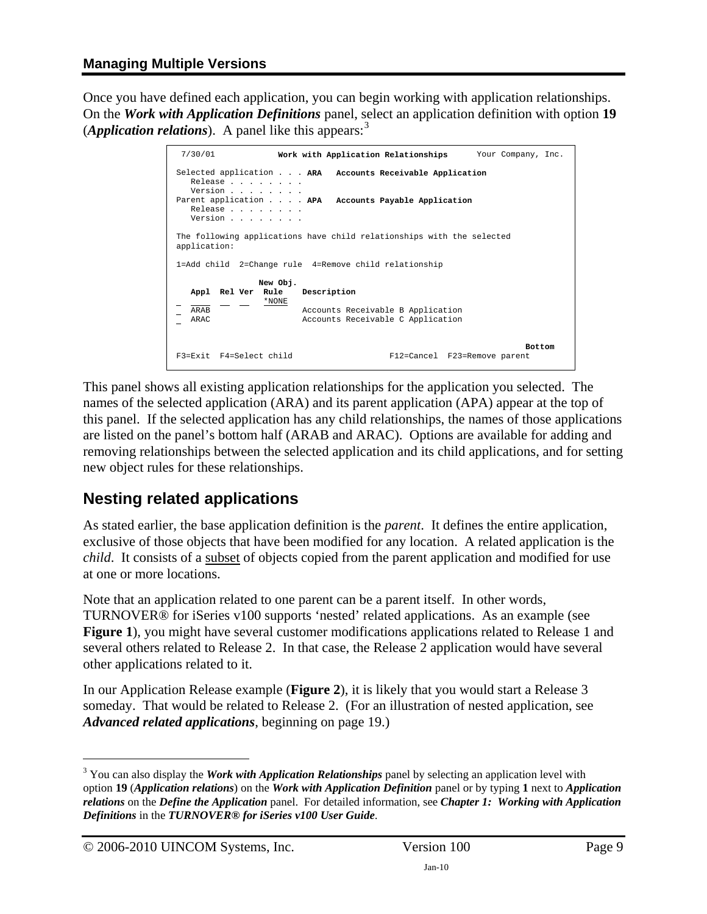## Managing Multiple Versions

Once you have defined each application, you can begin working with application relationships. On the ***Work with Application Definitions*** panel, select an application definition with option **19** (***Application relations***). A panel like this appears:[3]

```
 7/30/01            Work with Application Relationships      Your Company, Inc.

Selected application . . . ARA   Accounts Receivable Application
   Release . . . . . . . .
   Version . . . . . . . .
Parent application . . . . APA   Accounts Payable Application
   Release . . . . . . . .
   Version . . . . . . . .

The following applications have child relationships with the selected
application:

1=Add child  2=Change rule  4=Remove child relationship

                 New Obj.
   Appl  Rel Ver  Rule    Description
_  ____  __  __   *NONE
_  ARAB                   Accounts Receivable B Application
_  ARAC                   Accounts Receivable C Application


                                                                            Bottom
F3=Exit  F4=Select child                    F12=Cancel  F23=Remove parent
```

This panel shows all existing application relationships for the application you selected. The names of the selected application (ARA) and its parent application (APA) appear at the top of this panel. If the selected application has any child relationships, the names of those applications are listed on the panel's bottom half (ARAB and ARAC). Options are available for adding and removing relationships between the selected application and its child applications, and for setting new object rules for these relationships.

## Nesting related applications

As stated earlier, the base application definition is the *parent*. It defines the entire application, exclusive of those objects that have been modified for any location. A related application is the *child*. It consists of a subset of objects copied from the parent application and modified for use at one or more locations.

Note that an application related to one parent can be a parent itself. In other words, TURNOVER® for iSeries v100 supports 'nested' related applications. As an example (see **Figure 1**), you might have several customer modifications applications related to Release 1 and several others related to Release 2. In that case, the Release 2 application would have several other applications related to it.

In our Application Release example (**Figure 2**), it is likely that you would start a Release 3 someday. That would be related to Release 2. (For an illustration of nested application, see ***Advanced related applications***, beginning on page 19.)

---

[3] You can also display the ***Work with Application Relationships*** panel by selecting an application level with option **19** (***Application relations***) on the ***Work with Application Definition*** panel or by typing **1** next to ***Application relations*** on the ***Define the Application*** panel. For detailed information, see ***Chapter 1: Working with Application Definitions*** in the ***TURNOVER® for iSeries v100 User Guide***.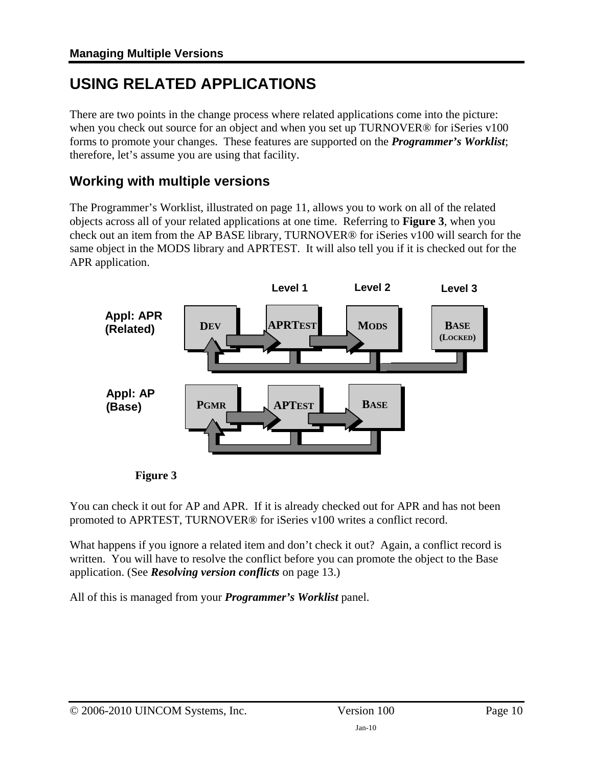# USING RELATED APPLICATIONS

There are two points in the change process where related applications come into the picture: when you check out source for an object and when you set up TURNOVER® for iSeries v100 forms to promote your changes. These features are supported on the ***Programmer's Worklist***; therefore, let's assume you are using that facility.

## Working with multiple versions

The Programmer's Worklist, illustrated on page 11, allows you to work on all of the related objects across all of your related applications at one time. Referring to **Figure 3**, when you check out an item from the AP BASE library, TURNOVER® for iSeries v100 will search for the same object in the MODS library and APRTEST. It will also tell you if it is checked out for the APR application.

Level 1 Level 2 Level 3

Appl: APR (Related) DEV APRTEST MODS BASE (LOCKED)

Appl: AP (Base) PGMR APTEST BASE

**Figure 3**

You can check it out for AP and APR. If it is already checked out for APR and has not been promoted to APRTEST, TURNOVER® for iSeries v100 writes a conflict record.

What happens if you ignore a related item and don't check it out? Again, a conflict record is written. You will have to resolve the conflict before you can promote the object to the Base application. (See ***Resolving version conflicts*** on page 13.)

All of this is managed from your ***Programmer's Worklist*** panel.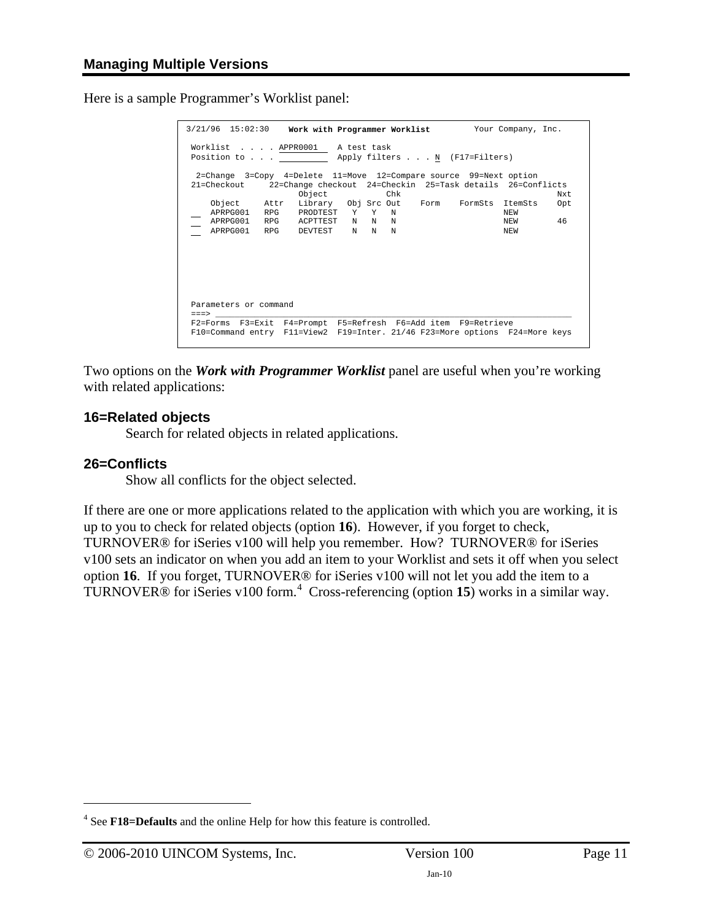## Managing Multiple Versions

Here is a sample Programmer's Worklist panel:

```
3/21/96  15:02:30    Work with Programmer Worklist        Your Company, Inc.

 Worklist  . . . . APPR0001    A test task
 Position to . . .             Apply filters . . . N  (F17=Filters)

  2=Change  3=Copy  4=Delete  11=Move  12=Compare source  99=Next option
 21=Checkout     22=Change checkout  24=Checkin  25=Task details  26=Conflicts
                     Object            Chk                                 Nxt
     Object     Attr   Library   Obj Src Out    Form    FormSts  ItemSts    Opt
 __  APRPG001   RPG    PRODTEST   Y   Y   N                      NEW
 __  APRPG001   RPG    ACPTTEST   N   N   N                      NEW        46
 __  APRPG001   RPG    DEVTEST    N   N   N                      NEW






 Parameters or command
 ===> ________________________________________________________________________
 F2=Forms  F3=Exit  F4=Prompt  F5=Refresh  F6=Add item  F9=Retrieve
 F10=Command entry  F11=View2  F19=Inter. 21/46 F23=More options  F24=More keys
```

Two options on the ***Work with Programmer Worklist*** panel are useful when you're working with related applications:

### 16=Related objects

Search for related objects in related applications.

### 26=Conflicts

Show all conflicts for the object selected.

If there are one or more applications related to the application with which you are working, it is up to you to check for related objects (option **16**). However, if you forget to check, TURNOVER® for iSeries v100 will help you remember. How? TURNOVER® for iSeries v100 sets an indicator on when you add an item to your Worklist and sets it off when you select option **16**. If you forget, TURNOVER® for iSeries v100 will not let you add the item to a TURNOVER® for iSeries v100 form.[4] Cross-referencing (option **15**) works in a similar way.

---

[4] See **F18=Defaults** and the online Help for how this feature is controlled.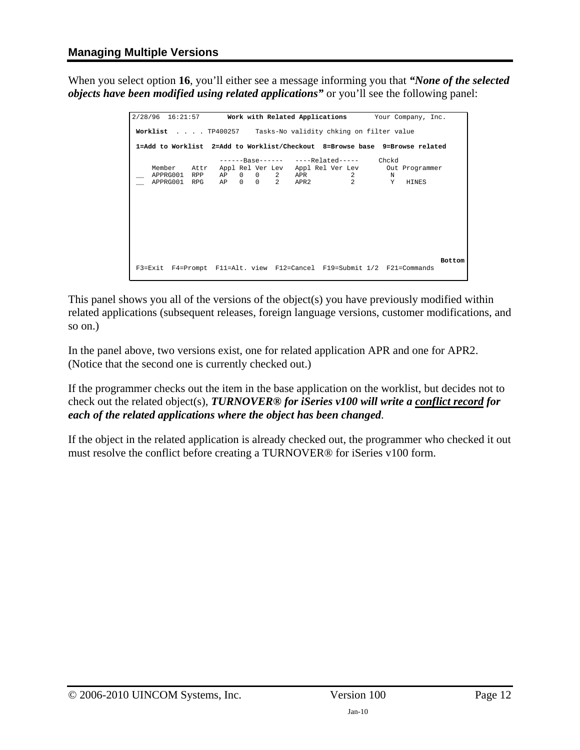## Managing Multiple Versions

When you select option **16**, you'll either see a message informing you that ***"None of the selected objects have been modified using related applications"*** or you'll see the following panel:

```
2/28/96  16:21:57       Work with Related Applications       Your Company, Inc.

 Worklist  . . . . TP400257    Tasks-No validity chking on filter value

 1=Add to Worklist  2=Add to Worklist/Checkout  8=Browse base  9=Browse related

                     ------Base------   ----Related-----     Chckd
    Member    Attr   Appl Rel Ver Lev   Appl Rel Ver Lev       Out Programmer
 __ APPRG001  RPP    AP   0   0    2    APR           2         N
 __ APPRG001  RPG    AP   0   0    2    APR2          2         Y   HINES









                                                                          Bottom
 F3=Exit  F4=Prompt  F11=Alt. view  F12=Cancel  F19=Submit 1/2  F21=Commands
```

This panel shows you all of the versions of the object(s) you have previously modified within related applications (subsequent releases, foreign language versions, customer modifications, and so on.)

In the panel above, two versions exist, one for related application APR and one for APR2. (Notice that the second one is currently checked out.)

If the programmer checks out the item in the base application on the worklist, but decides not to check out the related object(s), ***TURNOVER® for iSeries v100 will write a <u>conflict record</u> for each of the related applications where the object has been changed***.

If the object in the related application is already checked out, the programmer who checked it out must resolve the conflict before creating a TURNOVER® for iSeries v100 form.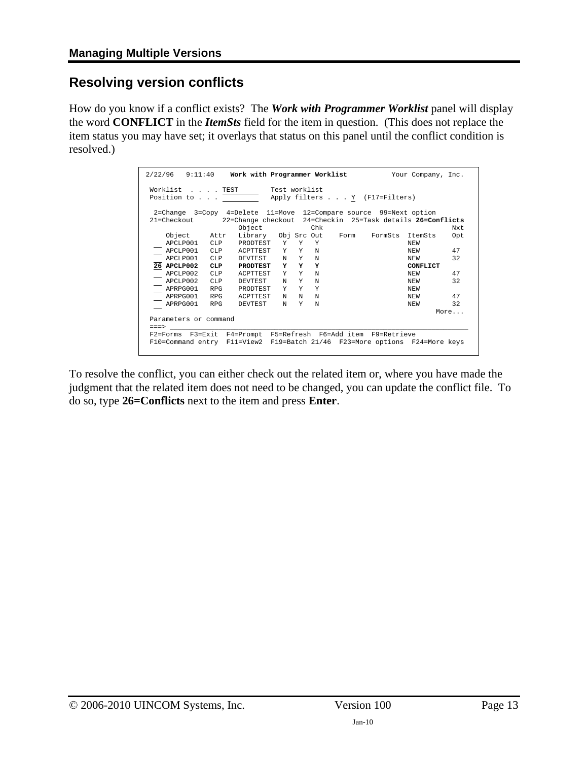## Resolving version conflicts

How do you know if a conflict exists? The ***Work with Programmer Worklist*** panel will display the word **CONFLICT** in the ***ItemSts*** field for the item in question. (This does not replace the item status you may have set; it overlays that status on this panel until the conflict condition is resolved.)

```
2/22/96   9:11:40    Work with Programmer Worklist          Your Company, Inc.

 Worklist  . . . . TEST          Test worklist
 Position to . . .               Apply filters . . . Y  (F17=Filters)

  2=Change  3=Copy  4=Delete  11=Move  12=Compare source  99=Next option
 21=Checkout       22=Change checkout  24=Checkin  25=Task details 26=Conflicts
                      Object            Chk                                 Nxt
    Object    Attr   Library   Obj Src Out    Form    FormSts  ItemSts    Opt
 _  APCLP001   CLP    PRODTEST   Y   Y   Y                      NEW
 _  APCLP001   CLP    ACPTTEST   Y   Y   N                      NEW        47
 _  APCLP001   CLP    DEVTEST    N   Y   N                      NEW        32
 26 APCLP002   CLP    PRODTEST   Y   Y   Y                      CONFLICT
 _  APCLP002   CLP    ACPTTEST   Y   Y   N                      NEW        47
 _  APCLP002   CLP    DEVTEST    N   Y   N                      NEW        32
 _  APRPG001   RPG    PRODTEST   Y   Y   Y                      NEW
 _  APRPG001   RPG    ACPTTEST   N   N   N                      NEW        47
 _  APRPG001   RPG    DEVTEST    N   Y   N                      NEW        32
 _                                                                     More...
 Parameters or command
 ===>
 F2=Forms  F3=Exit  F4=Prompt  F5=Refresh  F6=Add item  F9=Retrieve
 F10=Command entry  F11=View2  F19=Batch 21/46  F23=More options  F24=More keys
```

To resolve the conflict, you can either check out the related item or, where you have made the judgment that the related item does not need to be changed, you can update the conflict file. To do so, type **26=Conflicts** next to the item and press **Enter**.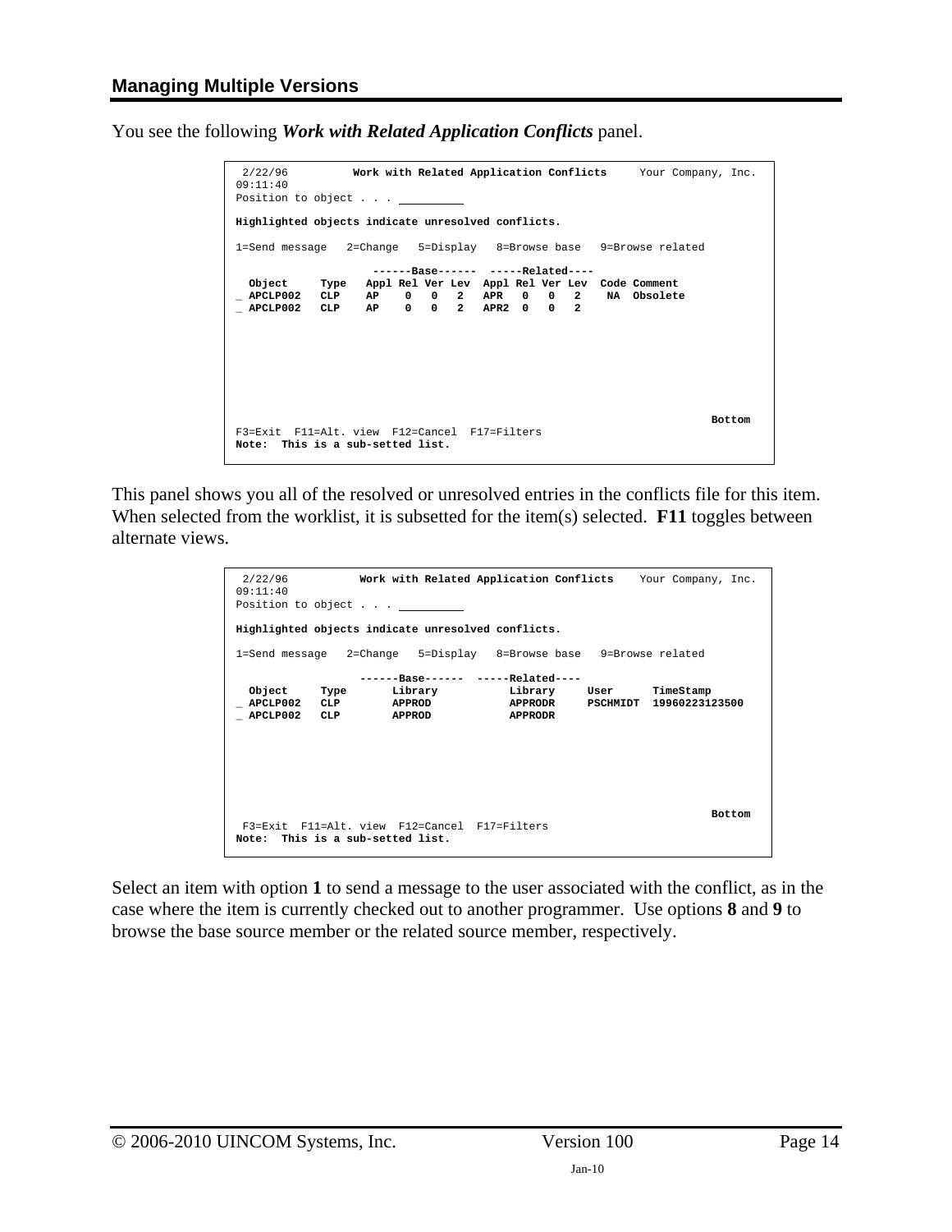## Managing Multiple Versions

You see the following ***Work with Related Application Conflicts*** panel.

```
 2/22/96          Work with Related Application Conflicts     Your Company, Inc.
09:11:40
Position to object . . . __________

Highlighted objects indicate unresolved conflicts.

1=Send message   2=Change   5=Display   8=Browse base   9=Browse related

                     ------Base------  -----Related----
  Object     Type   Appl Rel Ver Lev  Appl Rel Ver Lev  Code Comment
_ APCLP002   CLP    AP    0   0   2   APR   0   0   2    NA  Obsolete
_ APCLP002   CLP    AP    0   0   2   APR2  0   0   2







                                                                      Bottom
F3=Exit  F11=Alt. view  F12=Cancel  F17=Filters
Note:  This is a sub-setted list.
```

This panel shows you all of the resolved or unresolved entries in the conflicts file for this item. When selected from the worklist, it is subsetted for the item(s) selected. **F11** toggles between alternate views.

```
 2/22/96           Work with Related Application Conflicts    Your Company, Inc.
09:11:40
Position to object . . . __________

Highlighted objects indicate unresolved conflicts.

1=Send message   2=Change   5=Display   8=Browse base   9=Browse related

                    ------Base------  -----Related----
  Object     Type       Library           Library     User      TimeStamp
_ APCLP002   CLP        APPROD            APPRODR     PSCHMIDT  19960223123500
_ APCLP002   CLP        APPROD            APPRODR







                                                                      Bottom
 F3=Exit  F11=Alt. view  F12=Cancel  F17=Filters
Note:  This is a sub-setted list.
```

Select an item with option **1** to send a message to the user associated with the conflict, as in the case where the item is currently checked out to another programmer. Use options **8** and **9** to browse the base source member or the related source member, respectively.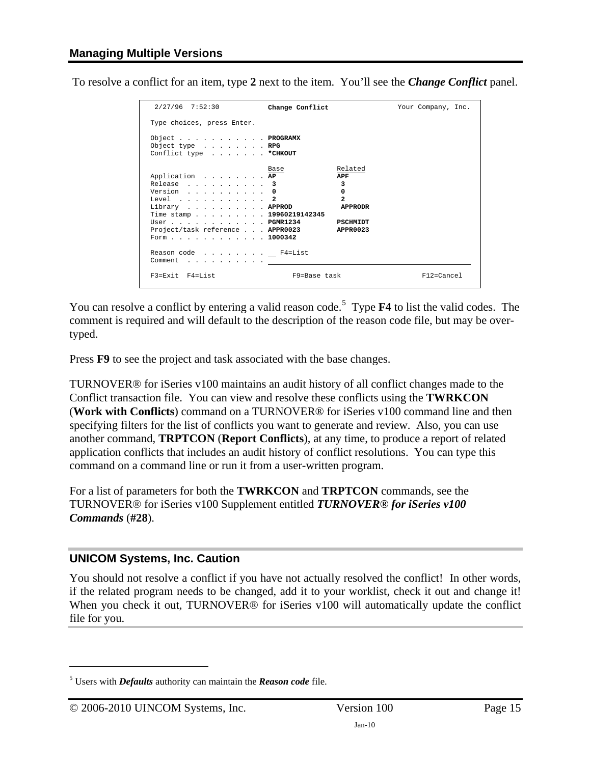To resolve a conflict for an item, type **2** next to the item. You'll see the ***Change Conflict*** panel.

```
 2/27/96  7:52:30          Change Conflict                Your Company, Inc.

Type choices, press Enter.

Object . . . . . . . . . . . PROGRAMX
Object type  . . . . . . . . RPG
Conflict type  . . . . . . . *CHKOUT

                             Base             Related
Application  . . . . . . . . AP               APF
Release  . . . . . . . . . .  3                3
Version  . . . . . . . . . .  0                0
Level  . . . . . . . . . . .  2                2
Library  . . . . . . . . . . APPROD            APPRODR
Time stamp . . . . . . . . . 19960219142345
User . . . . . . . . . . . . PGMR1234         PSCHMIDT
Project/task reference . . . APPR0023         APPR0023
Form . . . . . . . . . . . . 1000342

Reason code  . . . . . . . . __  F4=List
Comment  . . . . . . . . . . ____________________________________________

F3=Exit  F4=List                  F9=Base task                 F12=Cancel
```

You can resolve a conflict by entering a valid reason code.[5] Type **F4** to list the valid codes. The comment is required and will default to the description of the reason code file, but may be over-typed.

Press **F9** to see the project and task associated with the base changes.

TURNOVER® for iSeries v100 maintains an audit history of all conflict changes made to the Conflict transaction file. You can view and resolve these conflicts using the **TWRKCON** (**Work with Conflicts**) command on a TURNOVER® for iSeries v100 command line and then specifying filters for the list of conflicts you want to generate and review. Also, you can use another command, **TRPTCON** (**Report Conflicts**), at any time, to produce a report of related application conflicts that includes an audit history of conflict resolutions. You can type this command on a command line or run it from a user-written program.

For a list of parameters for both the **TWRKCON** and **TRPTCON** commands, see the TURNOVER® for iSeries v100 Supplement entitled ***TURNOVER® for iSeries v100 Commands*** (**#28**).

### UNICOM Systems, Inc. Caution

You should not resolve a conflict if you have not actually resolved the conflict! In other words, if the related program needs to be changed, add it to your worklist, check it out and change it! When you check it out, TURNOVER® for iSeries v100 will automatically update the conflict file for you.

---

[5] Users with ***Defaults*** authority can maintain the ***Reason code*** file.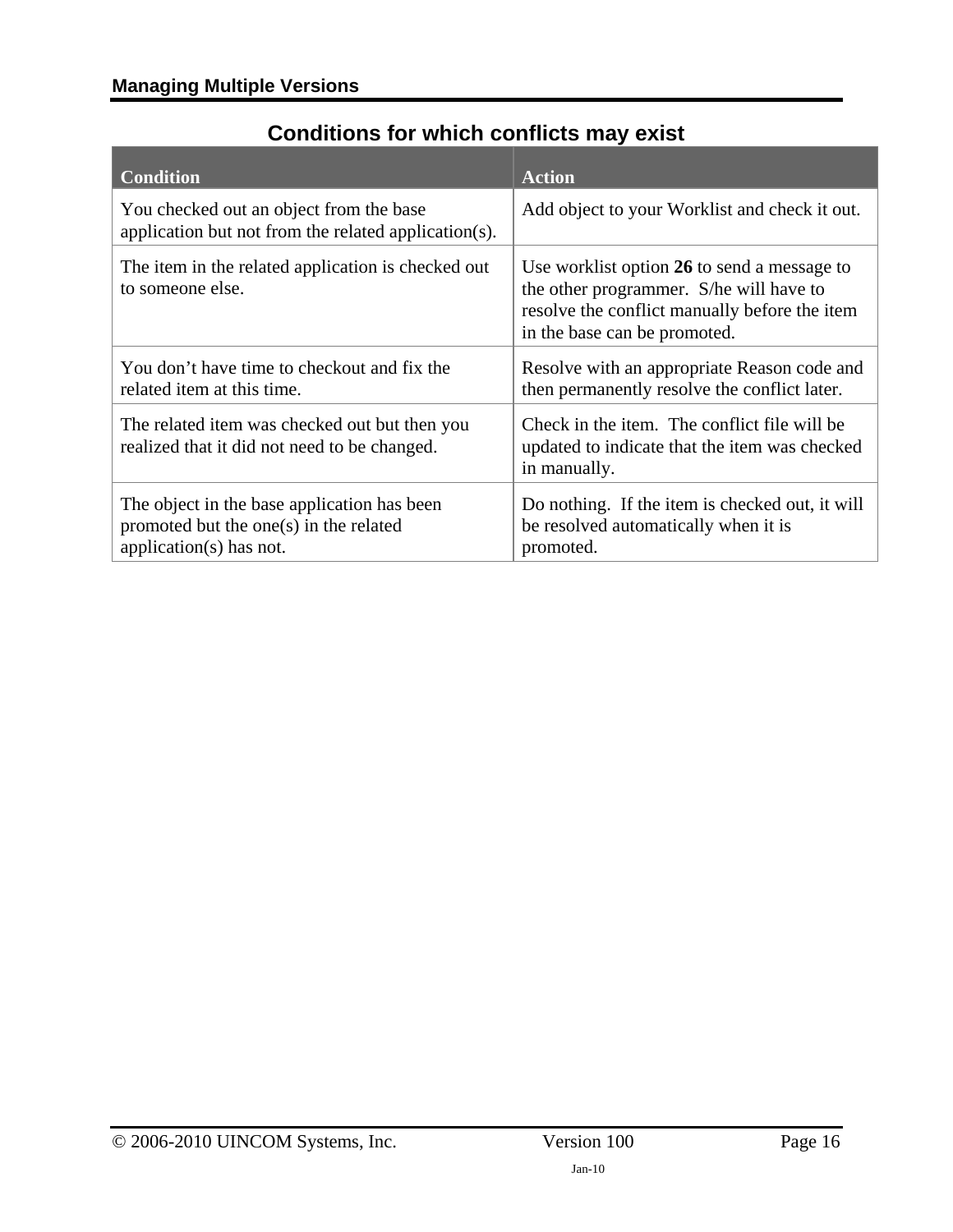## Conditions for which conflicts may exist

| Condition | Action |
| --- | --- |
| You checked out an object from the base application but not from the related application(s). | Add object to your Worklist and check it out. |
| The item in the related application is checked out to someone else. | Use worklist option **26** to send a message to the other programmer.  S/he will have to resolve the conflict manually before the item in the base can be promoted. |
| You don't have time to checkout and fix the related item at this time. | Resolve with an appropriate Reason code and then permanently resolve the conflict later. |
| The related item was checked out but then you realized that it did not need to be changed. | Check in the item.  The conflict file will be updated to indicate that the item was checked in manually. |
| The object in the base application has been promoted but the one(s) in the related application(s) has not. | Do nothing.  If the item is checked out, it will be resolved automatically when it is promoted. |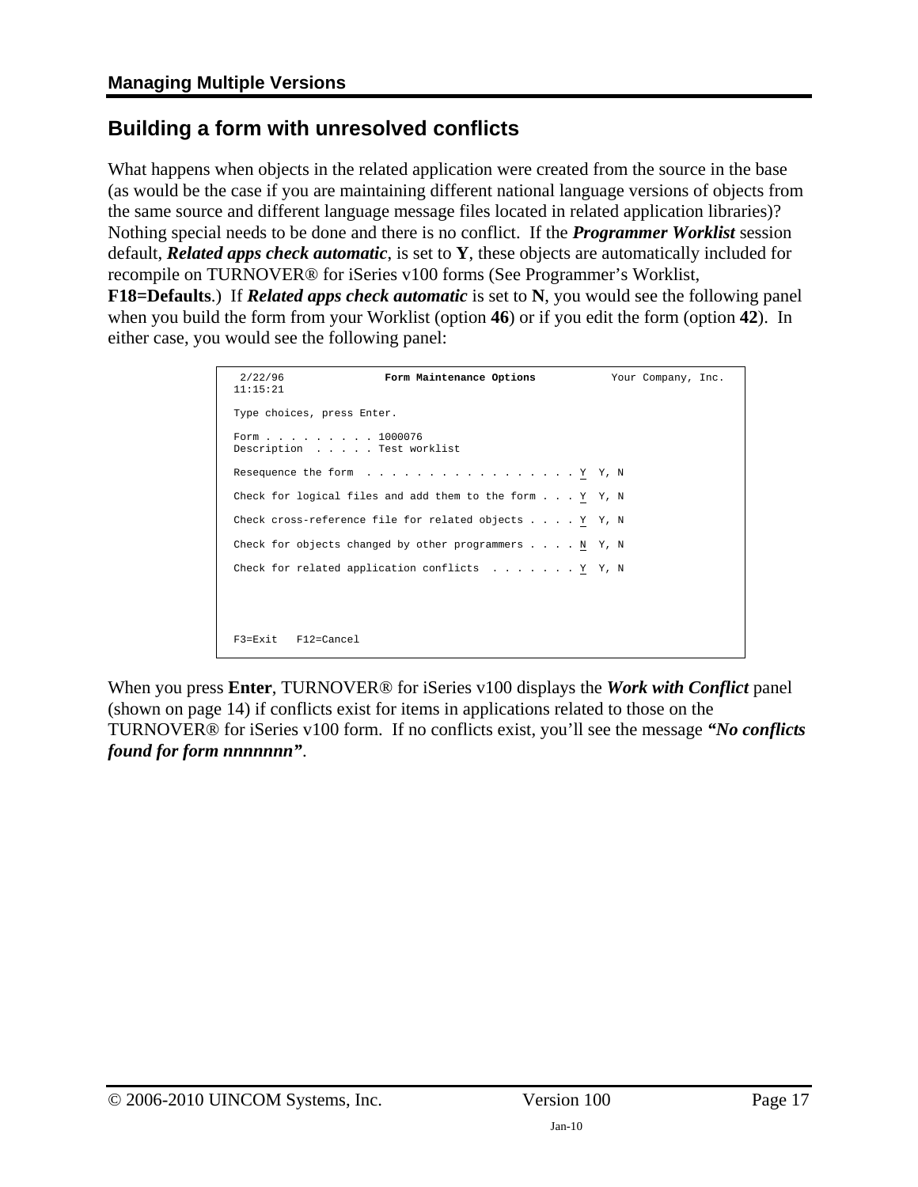## Building a form with unresolved conflicts

What happens when objects in the related application were created from the source in the base (as would be the case if you are maintaining different national language versions of objects from the same source and different language message files located in related application libraries)? Nothing special needs to be done and there is no conflict. If the ***Programmer Worklist*** session default, ***Related apps check automatic***, is set to **Y**, these objects are automatically included for recompile on TURNOVER® for iSeries v100 forms (See Programmer's Worklist, **F18=Defaults**.) If ***Related apps check automatic*** is set to **N**, you would see the following panel when you build the form from your Worklist (option **46**) or if you edit the form (option **42**). In either case, you would see the following panel:

```
 2/22/96              Form Maintenance Options           Your Company, Inc.
11:15:21

Type choices, press Enter.

Form . . . . . . . . . 1000076
Description  . . . . . Test worklist

Resequence the form  . . . . . . . . . . . . . . . . . Y  Y, N

Check for logical files and add them to the form . . . Y  Y, N

Check cross-reference file for related objects . . . . Y  Y, N

Check for objects changed by other programmers . . . . N  Y, N

Check for related application conflicts  . . . . . . . Y  Y, N




F3=Exit   F12=Cancel
```

When you press **Enter**, TURNOVER® for iSeries v100 displays the ***Work with Conflict*** panel (shown on page 14) if conflicts exist for items in applications related to those on the TURNOVER® for iSeries v100 form. If no conflicts exist, you'll see the message ***"No conflicts found for form nnnnnnn"***.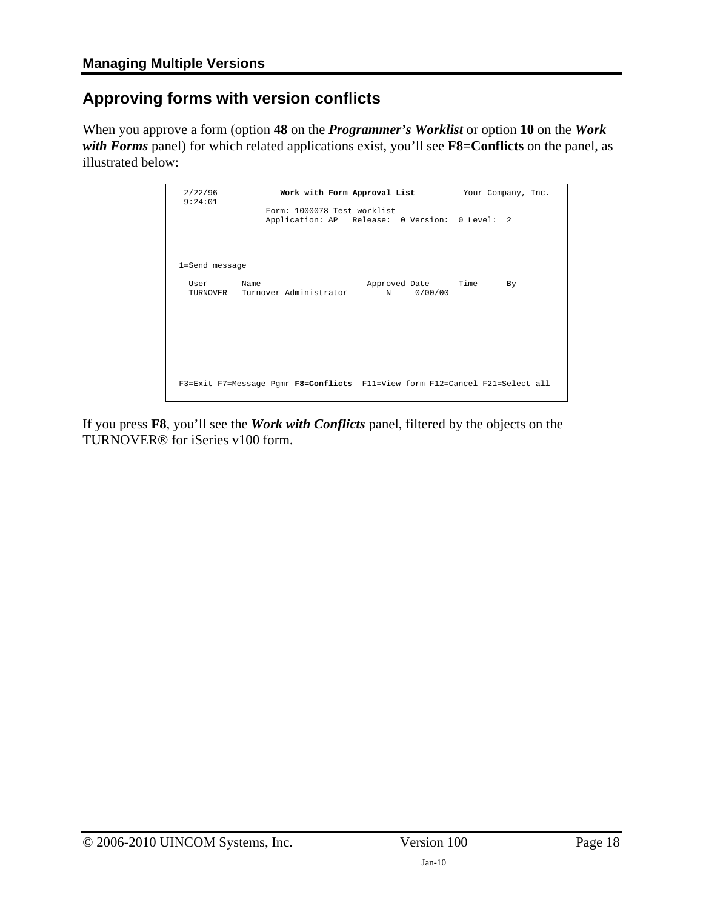## Approving forms with version conflicts

When you approve a form (option **48** on the ***Programmer's Worklist*** or option **10** on the ***Work with Forms*** panel) for which related applications exist, you'll see **F8=Conflicts** on the panel, as illustrated below:

```
 2/22/96           Work with Form Approval List         Your Company, Inc.
 9:24:01
                Form: 1000078 Test worklist
                Application: AP   Release:  0 Version:  0 Level:  2



1=Send message

  User       Name                      Approved Date      Time      By
  TURNOVER   Turnover Administrator        N     0/00/00







F3=Exit F7=Message Pgmr F8=Conflicts  F11=View form F12=Cancel F21=Select all
```

If you press **F8**, you'll see the ***Work with Conflicts*** panel, filtered by the objects on the TURNOVER® for iSeries v100 form.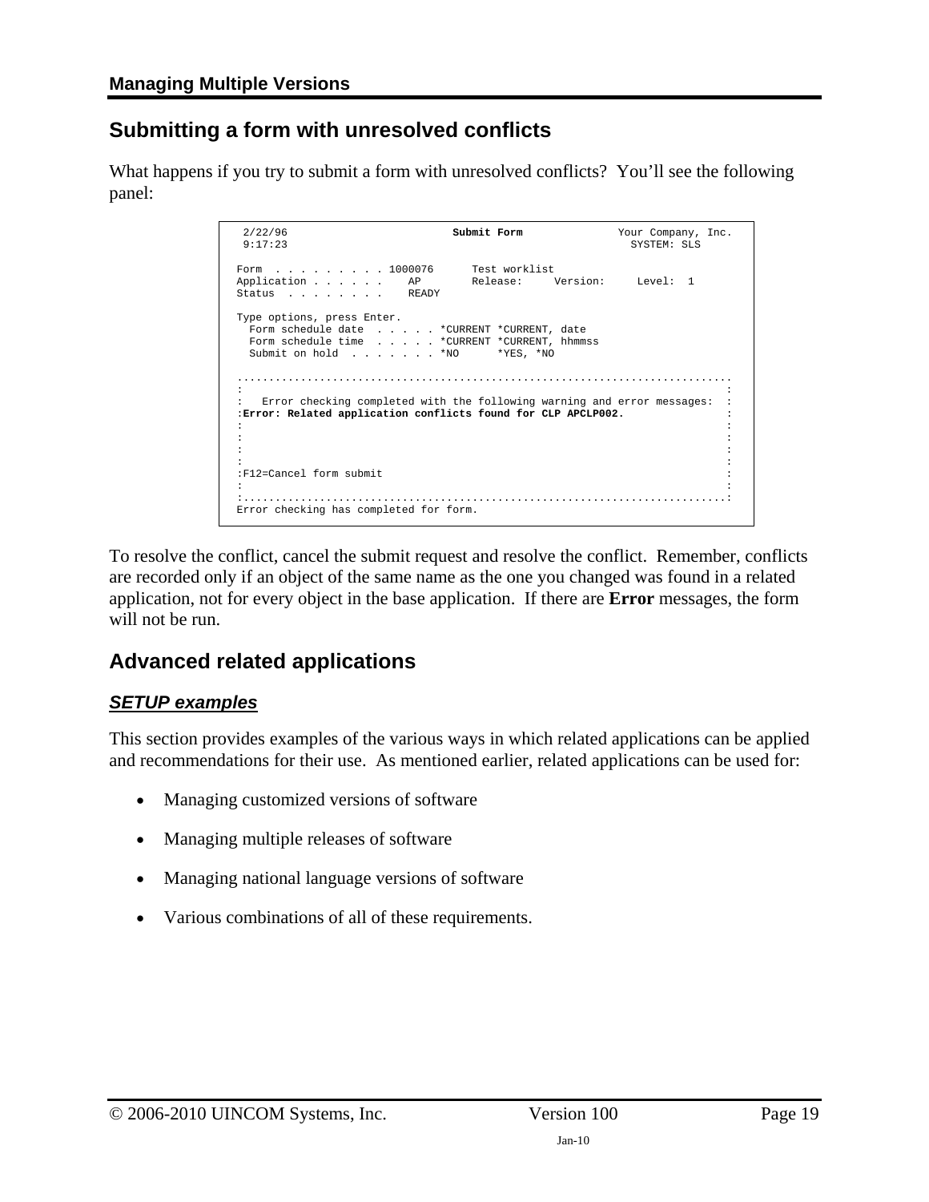## Submitting a form with unresolved conflicts

What happens if you try to submit a form with unresolved conflicts? You'll see the following panel:

```
 2/22/96                         Submit Form              Your Company, Inc.
 9:17:23                                                    SYSTEM: SLS

Form  . . . . . . . . . 1000076      Test worklist
Application . . . . . .    AP        Release:     Version:     Level:  1
Status  . . . . . . . .    READY

Type options, press Enter.
  Form schedule date  . . . . . *CURRENT *CURRENT, date
  Form schedule time  . . . . . *CURRENT *CURRENT, hhmmss
  Submit on hold  . . . . . . . *NO      *YES, *NO

..............................................................................
:                                                                            :
:   Error checking completed with the following warning and error messages:  :
:Error: Related application conflicts found for CLP APCLP002.                :
:                                                                            :
:                                                                            :
:                                                                            :
:                                                                            :
:F12=Cancel form submit                                                      :
:                                                                            :
:............................................................................:
Error checking has completed for form.
```

To resolve the conflict, cancel the submit request and resolve the conflict. Remember, conflicts are recorded only if an object of the same name as the one you changed was found in a related application, not for every object in the base application. If there are **Error** messages, the form will not be run.

## Advanced related applications

### *SETUP examples*

This section provides examples of the various ways in which related applications can be applied and recommendations for their use. As mentioned earlier, related applications can be used for:

- Managing customized versions of software
- Managing multiple releases of software
- Managing national language versions of software
- Various combinations of all of these requirements.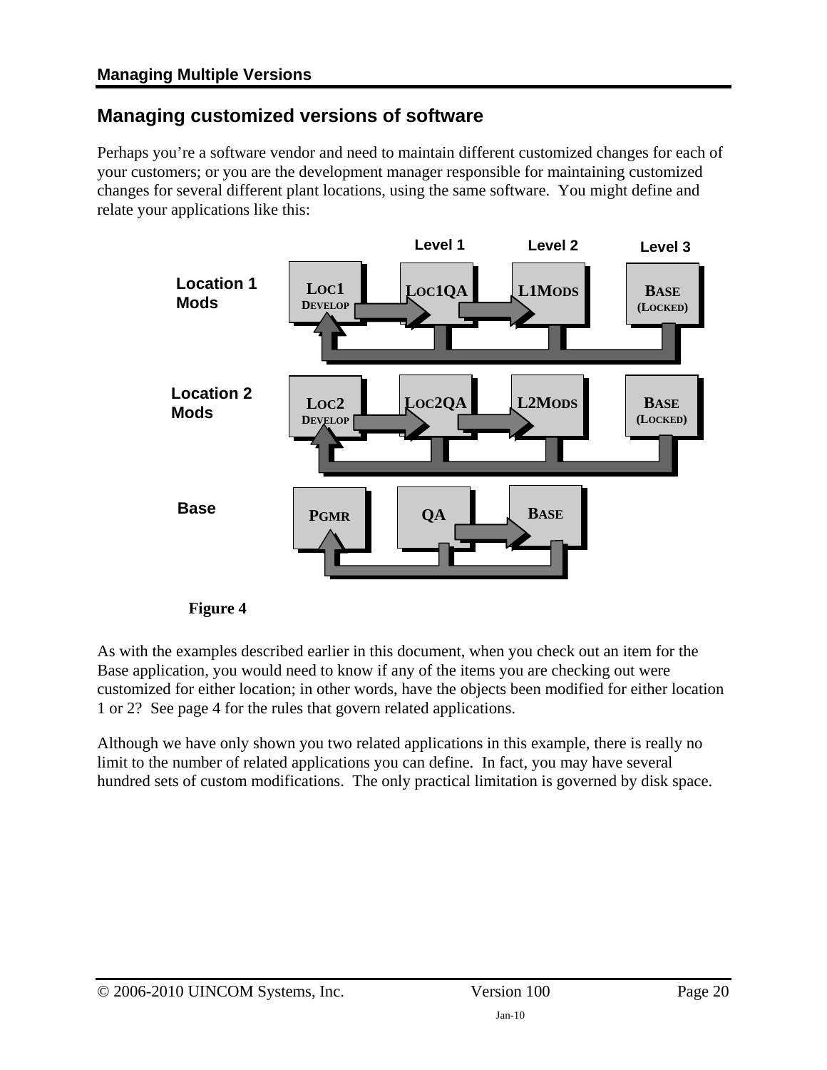## Managing customized versions of software

Perhaps you're a software vendor and need to maintain different customized changes for each of your customers; or you are the development manager responsible for maintaining customized changes for several different plant locations, using the same software. You might define and relate your applications like this:

Figure 4

As with the examples described earlier in this document, when you check out an item for the Base application, you would need to know if any of the items you are checking out were customized for either location; in other words, have the objects been modified for either location 1 or 2? See page 4 for the rules that govern related applications.

Although we have only shown you two related applications in this example, there is really no limit to the number of related applications you can define. In fact, you may have several hundred sets of custom modifications. The only practical limitation is governed by disk space.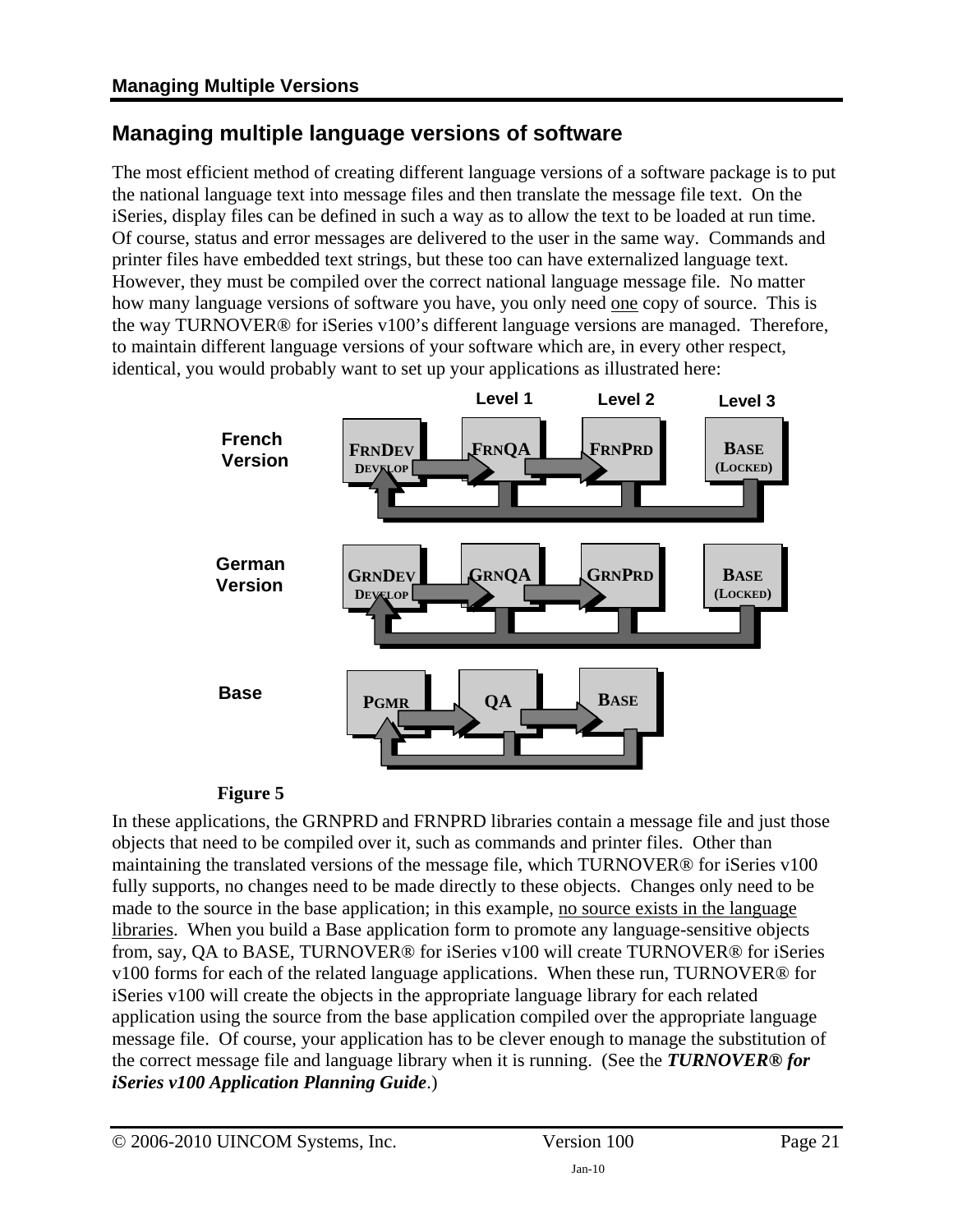## Managing multiple language versions of software

The most efficient method of creating different language versions of a software package is to put the national language text into message files and then translate the message file text. On the iSeries, display files can be defined in such a way as to allow the text to be loaded at run time. Of course, status and error messages are delivered to the user in the same way. Commands and printer files have embedded text strings, but these too can have externalized language text. However, they must be compiled over the correct national language message file. No matter how many language versions of software you have, you only need one copy of source. This is the way TURNOVER® for iSeries v100's different language versions are managed. Therefore, to maintain different language versions of your software which are, in every other respect, identical, you would probably want to set up your applications as illustrated here:

| | Level 1 | Level 2 | Level 3 |
|---|---|---|---|
| French Version | FRNDEV DEVELOP → FRNQA | FRNPRD | BASE (LOCKED) |
| German Version | GRNDEV DEVELOP → GRNQA | GRNPRD | BASE (LOCKED) |
| Base | PGMR → QA | BASE | |

**Figure 5**

In these applications, the GRNPRD and FRNPRD libraries contain a message file and just those objects that need to be compiled over it, such as commands and printer files. Other than maintaining the translated versions of the message file, which TURNOVER® for iSeries v100 fully supports, no changes need to be made directly to these objects. Changes only need to be made to the source in the base application; in this example, no source exists in the language libraries. When you build a Base application form to promote any language-sensitive objects from, say, QA to BASE, TURNOVER® for iSeries v100 will create TURNOVER® for iSeries v100 forms for each of the related language applications. When these run, TURNOVER® for iSeries v100 will create the objects in the appropriate language library for each related application using the source from the base application compiled over the appropriate language message file. Of course, your application has to be clever enough to manage the substitution of the correct message file and language library when it is running. (See the ***TURNOVER® for iSeries v100 Application Planning Guide***.)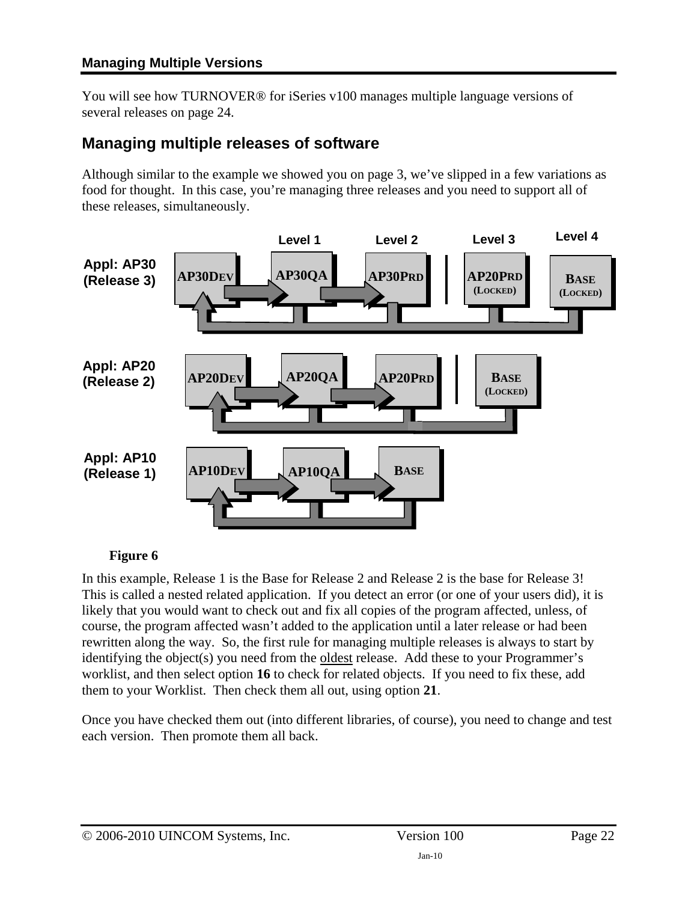You will see how TURNOVER® for iSeries v100 manages multiple language versions of several releases on page 24.

## Managing multiple releases of software

Although similar to the example we showed you on page 3, we've slipped in a few variations as food for thought. In this case, you're managing three releases and you need to support all of these releases, simultaneously.

|  |  | Level 1 | Level 2 | Level 3 | Level 4 |
|---|---|---|---|---|---|
| Appl: AP30 (Release 3) | AP30DEV | AP30QA | AP30PRD | AP20PRD (LOCKED) | BASE (LOCKED) |
| Appl: AP20 (Release 2) | AP20DEV | AP20QA | AP20PRD | BASE (LOCKED) |  |
| Appl: AP10 (Release 1) | AP10DEV | AP10QA | BASE |  |  |

**Figure 6**

In this example, Release 1 is the Base for Release 2 and Release 2 is the base for Release 3! This is called a nested related application. If you detect an error (or one of your users did), it is likely that you would want to check out and fix all copies of the program affected, unless, of course, the program affected wasn't added to the application until a later release or had been rewritten along the way. So, the first rule for managing multiple releases is always to start by identifying the object(s) you need from the oldest release. Add these to your Programmer's worklist, and then select option **16** to check for related objects. If you need to fix these, add them to your Worklist. Then check them all out, using option **21**.

Once you have checked them out (into different libraries, of course), you need to change and test each version. Then promote them all back.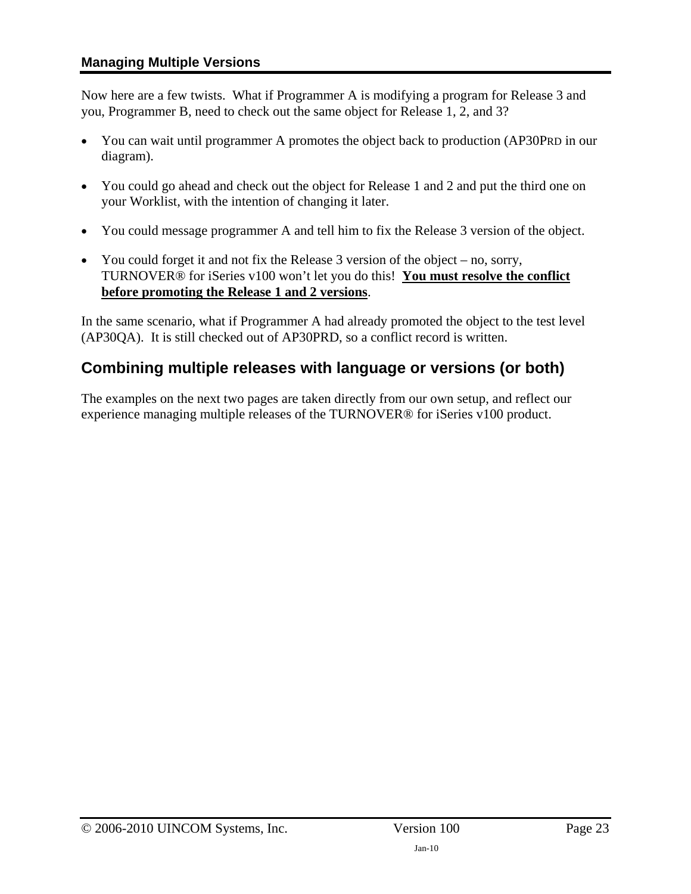## Managing Multiple Versions

Now here are a few twists. What if Programmer A is modifying a program for Release 3 and you, Programmer B, need to check out the same object for Release 1, 2, and 3?

- You can wait until programmer A promotes the object back to production (AP30PRD in our diagram).
- You could go ahead and check out the object for Release 1 and 2 and put the third one on your Worklist, with the intention of changing it later.
- You could message programmer A and tell him to fix the Release 3 version of the object.
- You could forget it and not fix the Release 3 version of the object – no, sorry, TURNOVER® for iSeries v100 won't let you do this! **You must resolve the conflict before promoting the Release 1 and 2 versions**.

In the same scenario, what if Programmer A had already promoted the object to the test level (AP30QA). It is still checked out of AP30PRD, so a conflict record is written.

## Combining multiple releases with language or versions (or both)

The examples on the next two pages are taken directly from our own setup, and reflect our experience managing multiple releases of the TURNOVER® for iSeries v100 product.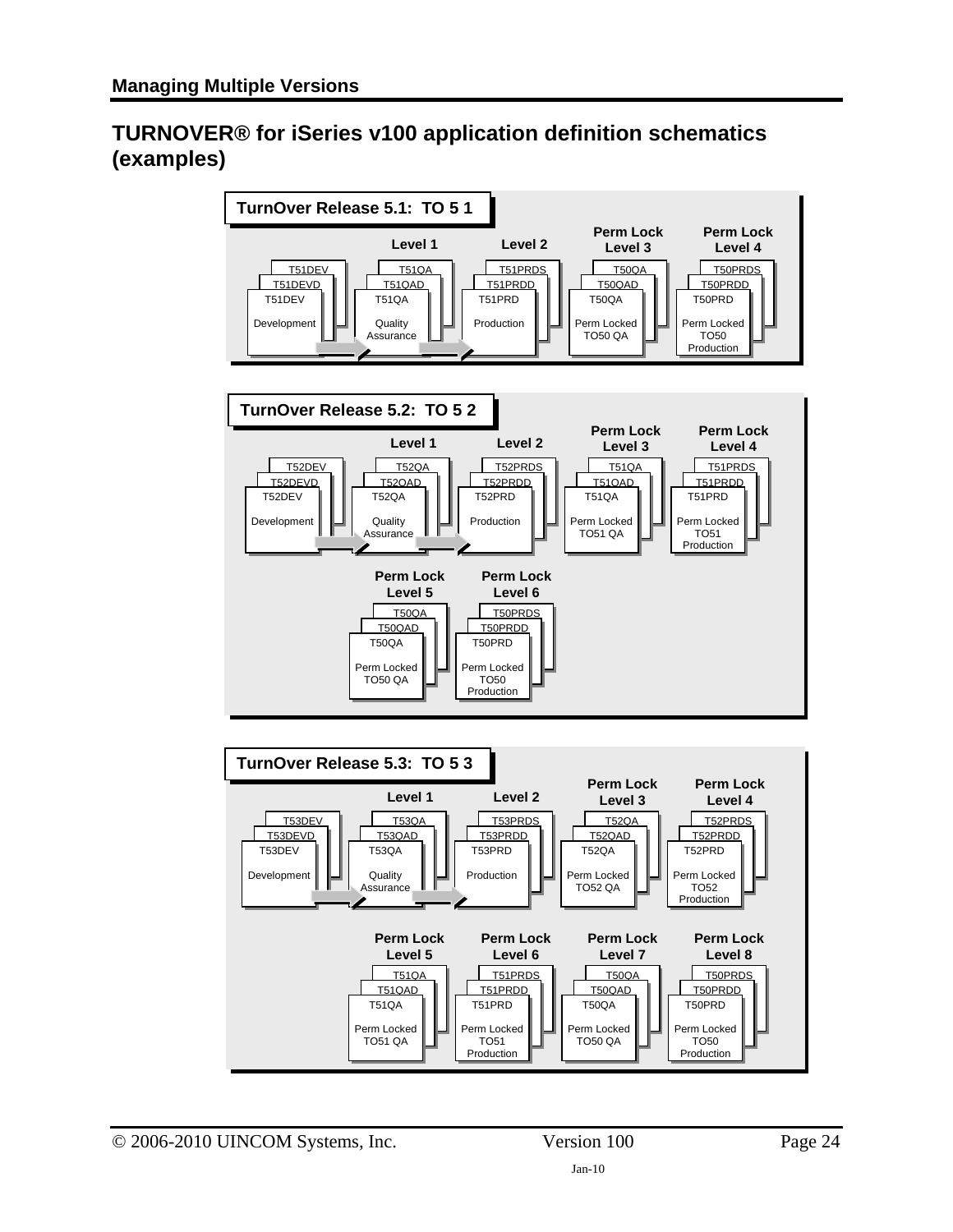## TURNOVER® for iSeries v100 application definition schematics (examples)

### TurnOver Release 5.1: TO 5 1

| Development | Level 1 | Level 2 | Perm Lock Level 3 | Perm Lock Level 4 |
|---|---|---|---|---|
| T51DEV | T51QA | T51PRDS | T50QA | T50PRDS |
| T51DEVD | T51QAD | T51PRDD | T50QAD | T50PRDD |
| T51DEV | T51QA | T51PRD | T50QA | T50PRD |
| Development | Quality Assurance | Production | Perm Locked TO50 QA | Perm Locked TO50 Production |

### TurnOver Release 5.2: TO 5 2

| Development | Level 1 | Level 2 | Perm Lock Level 3 | Perm Lock Level 4 |
|---|---|---|---|---|
| T52DEV | T52QA | T52PRDS | T51QA | T51PRDS |
| T52DEVD | T52QAD | T52PRDD | T51QAD | T51PRDD |
| T52DEV | T52QA | T52PRD | T51QA | T51PRD |
| Development | Quality Assurance | Production | Perm Locked TO51 QA | Perm Locked TO51 Production |

| Perm Lock Level 5 | Perm Lock Level 6 |
|---|---|
| T50QA | T50PRDS |
| T50QAD | T50PRDD |
| T50QA | T50PRD |
| Perm Locked TO50 QA | Perm Locked TO50 Production |

### TurnOver Release 5.3: TO 5 3

| Development | Level 1 | Level 2 | Perm Lock Level 3 | Perm Lock Level 4 |
|---|---|---|---|---|
| T53DEV | T53QA | T53PRDS | T52QA | T52PRDS |
| T53DEVD | T53QAD | T53PRDD | T52QAD | T52PRDD |
| T53DEV | T53QA | T53PRD | T52QA | T52PRD |
| Development | Quality Assurance | Production | Perm Locked TO52 QA | Perm Locked TO52 Production |

| Perm Lock Level 5 | Perm Lock Level 6 | Perm Lock Level 7 | Perm Lock Level 8 |
|---|---|---|---|
| T51QA | T51PRDS | T50QA | T50PRDS |
| T51QAD | T51PRDD | T50QAD | T50PRDD |
| T51QA | T51PRD | T50QA | T50PRD |
| Perm Locked TO51 QA | Perm Locked TO51 Production | Perm Locked TO50 QA | Perm Locked TO50 Production |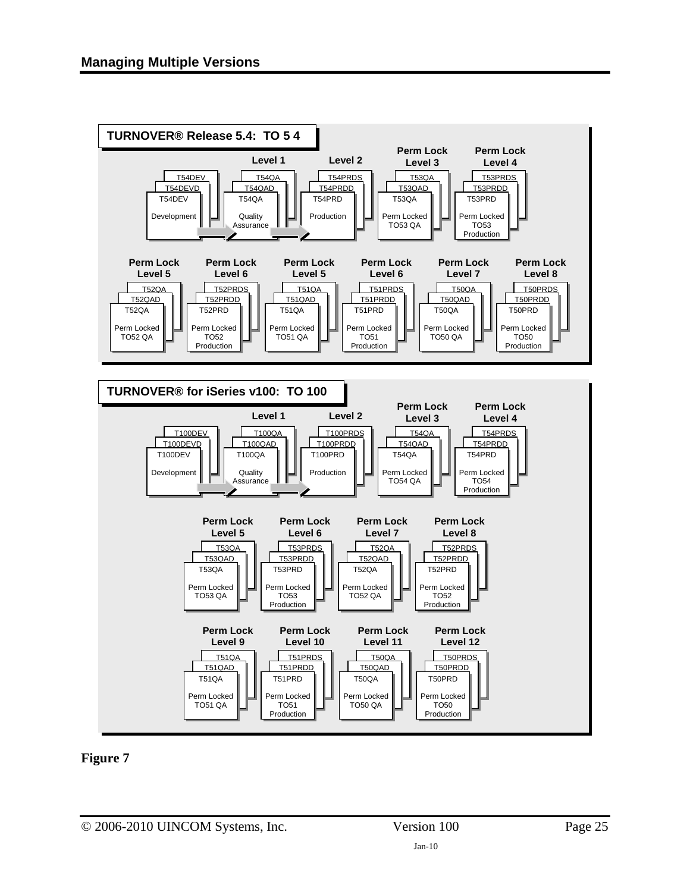**TURNOVER® Release 5.4: TO 5 4**

| Level 1 | Level 2 | Perm Lock Level 3 | Perm Lock Level 4 |
|---|---|---|---|
| T54DEV / T54DEVD / T54DEV – Development | T54QA / T54QAD / T54QA – Quality Assurance | T54PRDS / T54PRDD / T54PRD – Production | T53QA / T53QAD / T53QA – Perm Locked TO53 QA |

| (Development) | Level 1 | Level 2 | Perm Lock Level 3 | Perm Lock Level 4 |
|---|---|---|---|---|
| T54DEV, T54DEVD, T54DEV – Development | T54QA, T54QAD, T54QA – Quality Assurance | T54PRDS, T54PRDD, T54PRD – Production | T53QA, T53QAD, T53QA – Perm Locked TO53 QA | T53PRDS, T53PRDD, T53PRD – Perm Locked TO53 Production |

| Perm Lock Level 5 | Perm Lock Level 6 | Perm Lock Level 5 | Perm Lock Level 6 | Perm Lock Level 7 | Perm Lock Level 8 |
|---|---|---|---|---|---|
| T52QA, T52QAD, T52QA – Perm Locked TO52 QA | T52PRDS, T52PRDD, T52PRD – Perm Locked TO52 Production | T51QA, T51QAD, T51QA – Perm Locked TO51 QA | T51PRDS, T51PRDD, T51PRD – Perm Locked TO51 Production | T50QA, T50QAD, T50QA – Perm Locked TO50 QA | T50PRDS, T50PRDD, T50PRD – Perm Locked TO50 Production |

**TURNOVER® for iSeries v100: TO 100**

| (Development) | Level 1 | Level 2 | Perm Lock Level 3 | Perm Lock Level 4 |
|---|---|---|---|---|
| T100DEV, T100DEVD, T100DEV – Development | T100QA, T100QAD, T100QA – Quality Assurance | T100PRDS, T100PRDD, T100PRD – Production | T54QA, T54QAD, T54QA – Perm Locked TO54 QA | T54PRDS, T54PRDD, T54PRD – Perm Locked TO54 Production |

| Perm Lock Level 5 | Perm Lock Level 6 | Perm Lock Level 7 | Perm Lock Level 8 |
|---|---|---|---|
| T53QA, T53QAD, T53QA – Perm Locked TO53 QA | T53PRDS, T53PRDD, T53PRD – Perm Locked TO53 Production | T52QA, T52QAD, T52QA – Perm Locked TO52 QA | T52PRDS, T52PRDD, T52PRD – Perm Locked TO52 Production |

| Perm Lock Level 9 | Perm Lock Level 10 | Perm Lock Level 11 | Perm Lock Level 12 |
|---|---|---|---|
| T51QA, T51QAD, T51QA – Perm Locked TO51 QA | T51PRDS, T51PRDD, T51PRD – Perm Locked TO51 Production | T50QA, T50QAD, T50QA – Perm Locked TO50 QA | T50PRDS, T50PRDD, T50PRD – Perm Locked TO50 Production |

**Figure 7**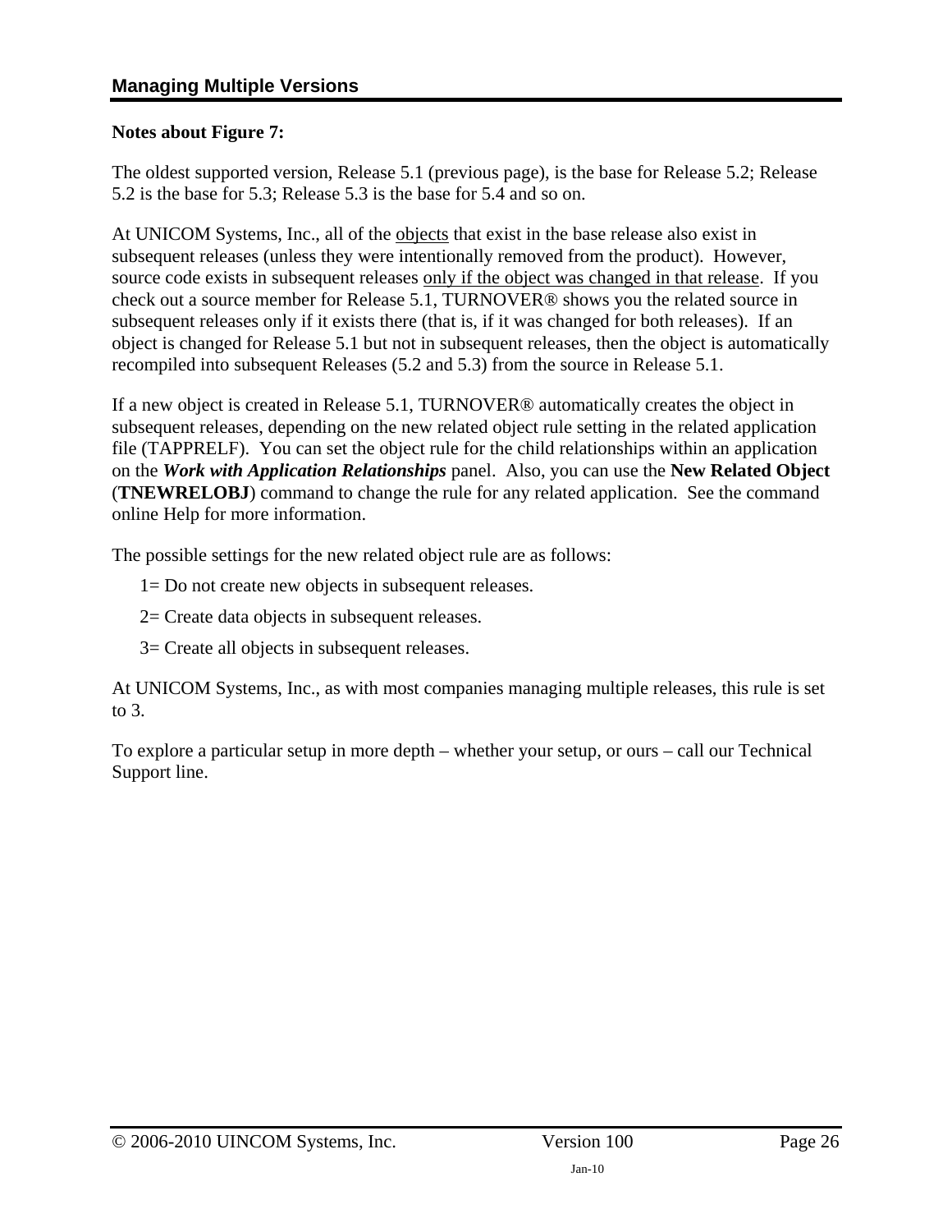**Notes about Figure 7:**

The oldest supported version, Release 5.1 (previous page), is the base for Release 5.2; Release 5.2 is the base for 5.3; Release 5.3 is the base for 5.4 and so on.

At UNICOM Systems, Inc., all of the objects that exist in the base release also exist in subsequent releases (unless they were intentionally removed from the product). However, source code exists in subsequent releases only if the object was changed in that release. If you check out a source member for Release 5.1, TURNOVER® shows you the related source in subsequent releases only if it exists there (that is, if it was changed for both releases). If an object is changed for Release 5.1 but not in subsequent releases, then the object is automatically recompiled into subsequent Releases (5.2 and 5.3) from the source in Release 5.1.

If a new object is created in Release 5.1, TURNOVER® automatically creates the object in subsequent releases, depending on the new related object rule setting in the related application file (TAPPRELF). You can set the object rule for the child relationships within an application on the ***Work with Application Relationships*** panel. Also, you can use the **New Related Object** (**TNEWRELOBJ**) command to change the rule for any related application. See the command online Help for more information.

The possible settings for the new related object rule are as follows:

1= Do not create new objects in subsequent releases.

2= Create data objects in subsequent releases.

3= Create all objects in subsequent releases.

At UNICOM Systems, Inc., as with most companies managing multiple releases, this rule is set to 3.

To explore a particular setup in more depth – whether your setup, or ours – call our Technical Support line.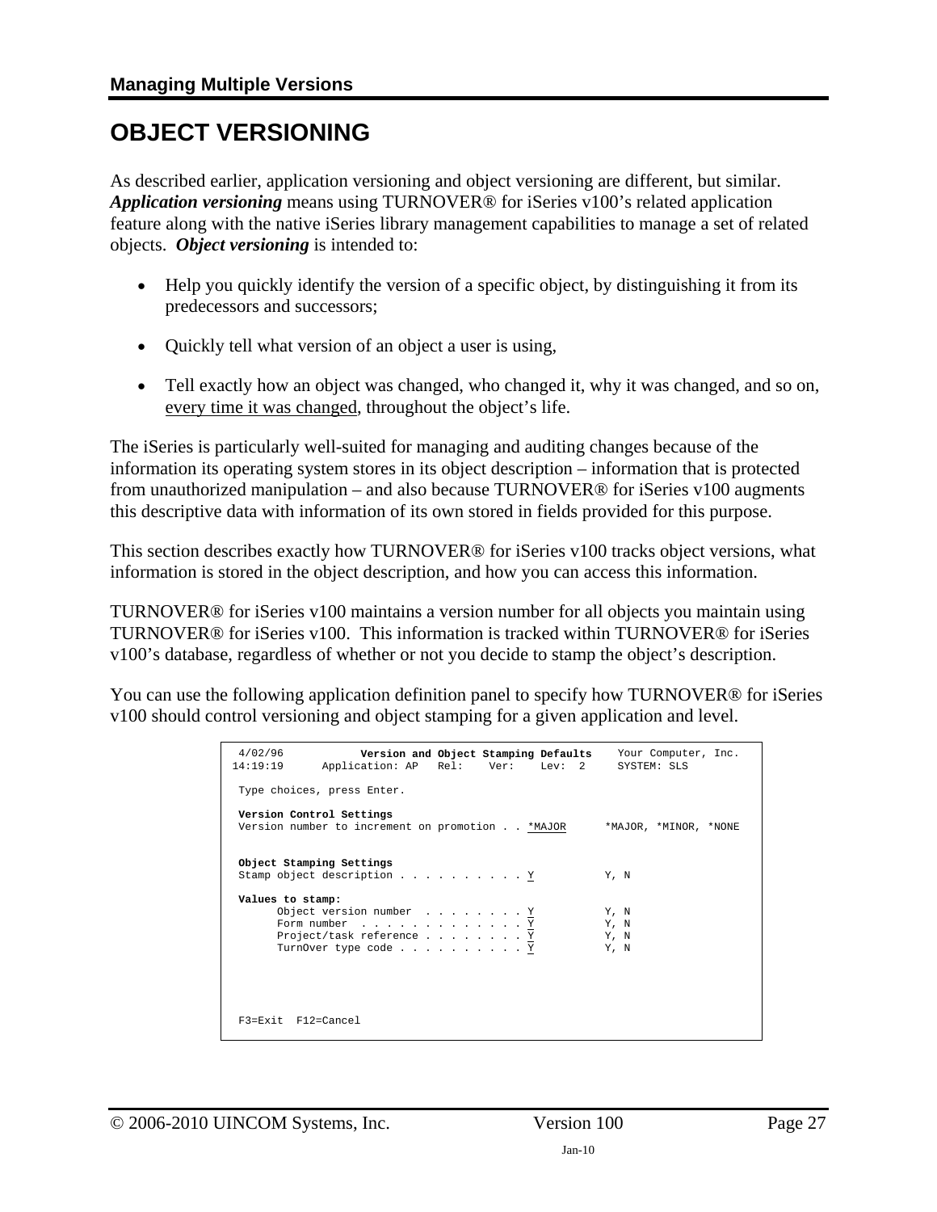# OBJECT VERSIONING

As described earlier, application versioning and object versioning are different, but similar. ***Application versioning*** means using TURNOVER® for iSeries v100's related application feature along with the native iSeries library management capabilities to manage a set of related objects. ***Object versioning*** is intended to:

- Help you quickly identify the version of a specific object, by distinguishing it from its predecessors and successors;
- Quickly tell what version of an object a user is using,
- Tell exactly how an object was changed, who changed it, why it was changed, and so on, every time it was changed, throughout the object's life.

The iSeries is particularly well-suited for managing and auditing changes because of the information its operating system stores in its object description – information that is protected from unauthorized manipulation – and also because TURNOVER® for iSeries v100 augments this descriptive data with information of its own stored in fields provided for this purpose.

This section describes exactly how TURNOVER® for iSeries v100 tracks object versions, what information is stored in the object description, and how you can access this information.

TURNOVER® for iSeries v100 maintains a version number for all objects you maintain using TURNOVER® for iSeries v100. This information is tracked within TURNOVER® for iSeries v100's database, regardless of whether or not you decide to stamp the object's description.

You can use the following application definition panel to specify how TURNOVER® for iSeries v100 should control versioning and object stamping for a given application and level.

```
 4/02/96          Version and Object Stamping Defaults    Your Computer, Inc.
14:19:19      Application: AP   Rel:    Ver:    Lev:  2     SYSTEM: SLS

 Type choices, press Enter.

 Version Control Settings
 Version number to increment on promotion . . *MAJOR      *MAJOR, *MINOR, *NONE


 Object Stamping Settings
 Stamp object description . . . . . . . . . . Y          Y, N

 Values to stamp:
       Object version number  . . . . . . . . Y          Y, N
       Form number  . . . . . . . . . . . . . Y          Y, N
       Project/task reference . . . . . . . . Y          Y, N
       TurnOver type code . . . . . . . . . . Y          Y, N




 F3=Exit  F12=Cancel
```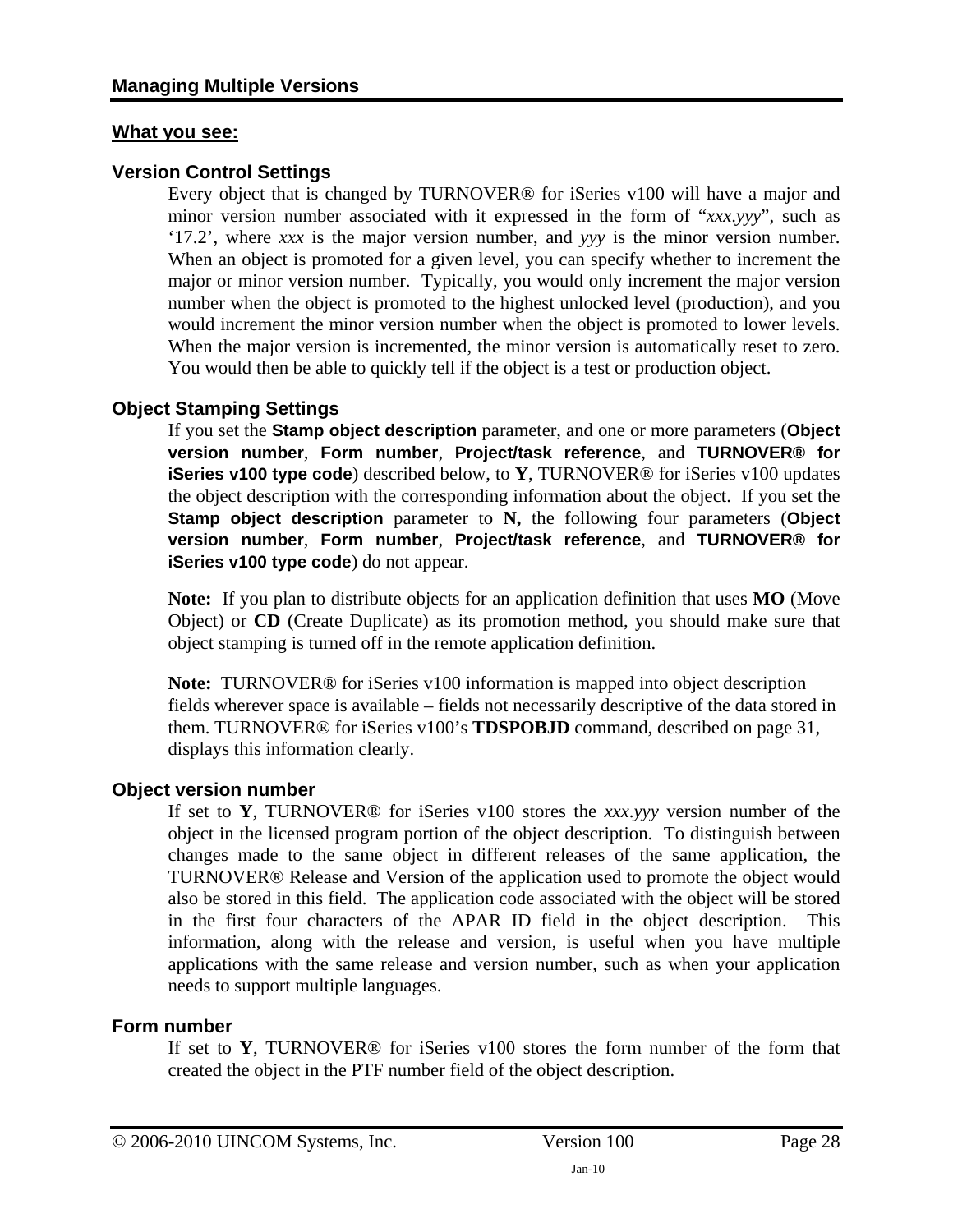## What you see:

### Version Control Settings

Every object that is changed by TURNOVER® for iSeries v100 will have a major and minor version number associated with it expressed in the form of "*xxx.yyy*", such as '17.2', where *xxx* is the major version number, and *yyy* is the minor version number. When an object is promoted for a given level, you can specify whether to increment the major or minor version number. Typically, you would only increment the major version number when the object is promoted to the highest unlocked level (production), and you would increment the minor version number when the object is promoted to lower levels. When the major version is incremented, the minor version is automatically reset to zero. You would then be able to quickly tell if the object is a test or production object.

### Object Stamping Settings

If you set the **Stamp object description** parameter, and one or more parameters (**Object version number**, **Form number**, **Project/task reference**, and **TURNOVER® for iSeries v100 type code**) described below, to **Y**, TURNOVER® for iSeries v100 updates the object description with the corresponding information about the object. If you set the **Stamp object description** parameter to **N,** the following four parameters (**Object version number**, **Form number**, **Project/task reference**, and **TURNOVER® for iSeries v100 type code**) do not appear.

**Note:** If you plan to distribute objects for an application definition that uses **MO** (Move Object) or **CD** (Create Duplicate) as its promotion method, you should make sure that object stamping is turned off in the remote application definition.

**Note:** TURNOVER® for iSeries v100 information is mapped into object description fields wherever space is available – fields not necessarily descriptive of the data stored in them. TURNOVER® for iSeries v100's **TDSPOBJD** command, described on page 31, displays this information clearly.

### Object version number

If set to **Y**, TURNOVER® for iSeries v100 stores the *xxx.yyy* version number of the object in the licensed program portion of the object description. To distinguish between changes made to the same object in different releases of the same application, the TURNOVER® Release and Version of the application used to promote the object would also be stored in this field. The application code associated with the object will be stored in the first four characters of the APAR ID field in the object description. This information, along with the release and version, is useful when you have multiple applications with the same release and version number, such as when your application needs to support multiple languages.

### Form number

If set to **Y**, TURNOVER® for iSeries v100 stores the form number of the form that created the object in the PTF number field of the object description.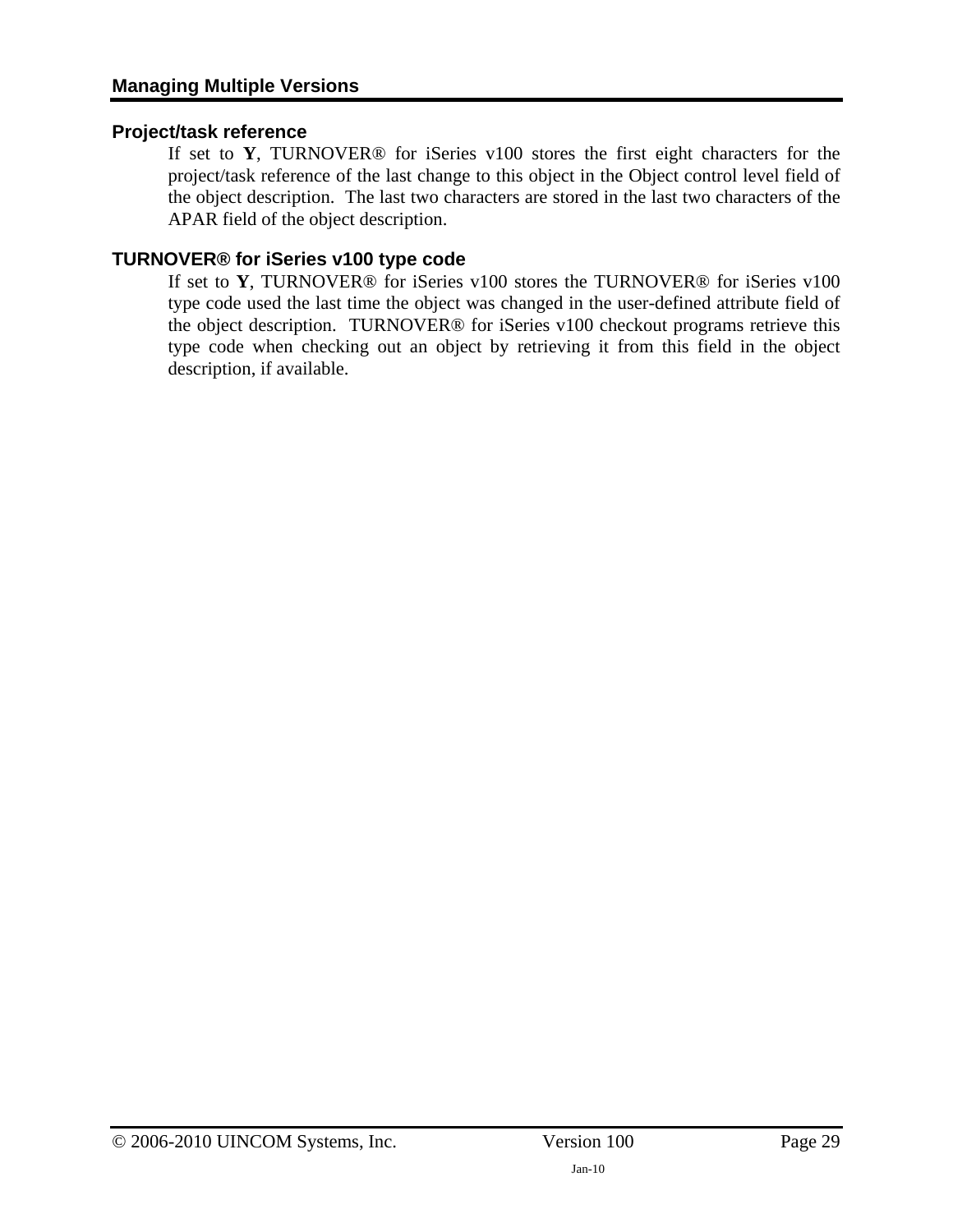### Project/task reference

If set to **Y**, TURNOVER® for iSeries v100 stores the first eight characters for the project/task reference of the last change to this object in the Object control level field of the object description. The last two characters are stored in the last two characters of the APAR field of the object description.

### TURNOVER® for iSeries v100 type code

If set to **Y**, TURNOVER® for iSeries v100 stores the TURNOVER® for iSeries v100 type code used the last time the object was changed in the user-defined attribute field of the object description. TURNOVER® for iSeries v100 checkout programs retrieve this type code when checking out an object by retrieving it from this field in the object description, if available.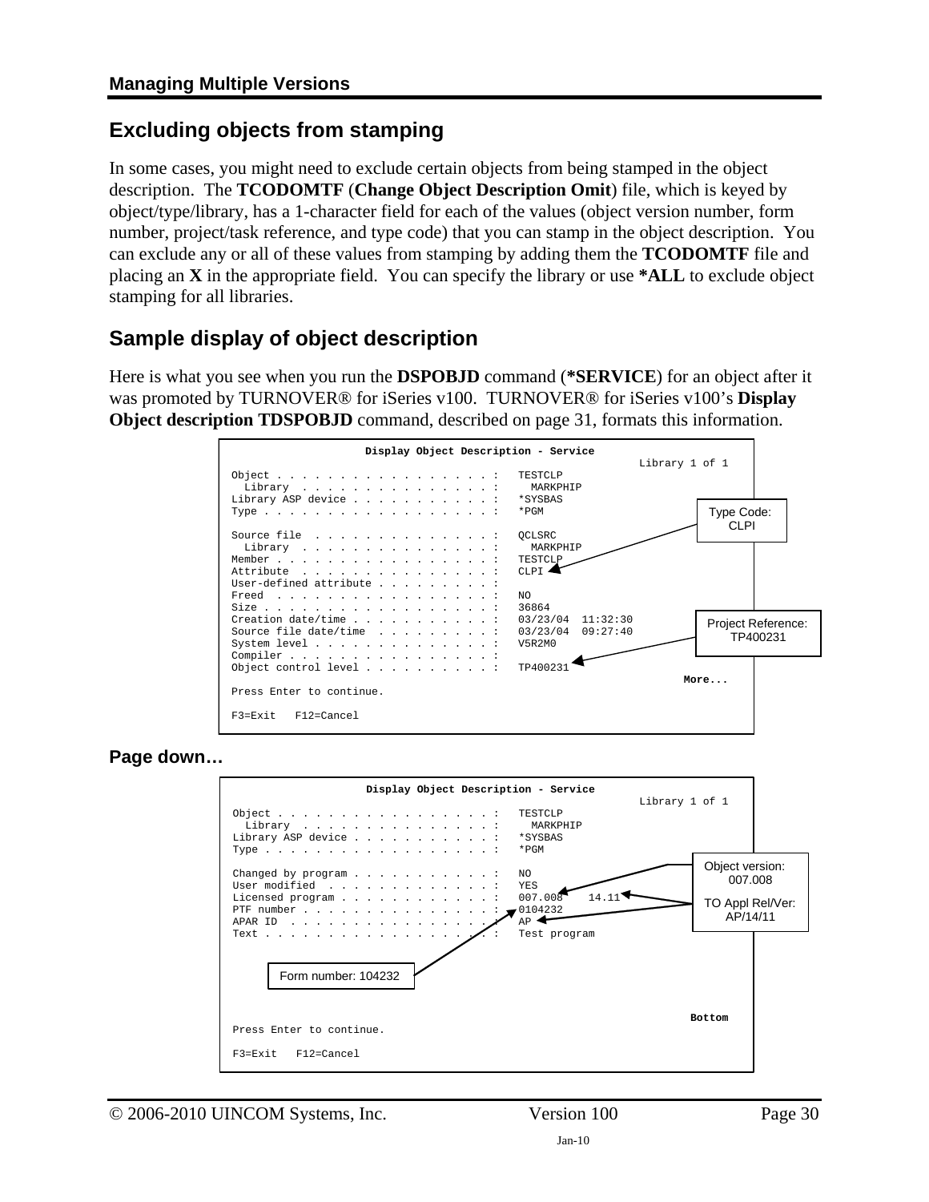## Excluding objects from stamping

In some cases, you might need to exclude certain objects from being stamped in the object description. The **TCODOMTF** (**Change Object Description Omit**) file, which is keyed by object/type/library, has a 1-character field for each of the values (object version number, form number, project/task reference, and type code) that you can stamp in the object description. You can exclude any or all of these values from stamping by adding them the **TCODOMTF** file and placing an **X** in the appropriate field. You can specify the library or use **\*ALL** to exclude object stamping for all libraries.

## Sample display of object description

Here is what you see when you run the **DSPOBJD** command (**\*SERVICE**) for an object after it was promoted by TURNOVER® for iSeries v100. TURNOVER® for iSeries v100's **Display Object description TDSPOBJD** command, described on page 31, formats this information.

```
                    Display Object Description - Service
                                                             Library 1 of 1
Object . . . . . . . . . . . . . . . . :   TESTCLP
  Library  . . . . . . . . . . . . . . :     MARKPHIP
Library ASP device . . . . . . . . . . :   *SYSBAS
Type . . . . . . . . . . . . . . . . . :   *PGM

Source file  . . . . . . . . . . . . . :   QCLSRC
  Library  . . . . . . . . . . . . . . :     MARKPHIP
Member . . . . . . . . . . . . . . . . :   TESTCLP
Attribute  . . . . . . . . . . . . . . :   CLPI
User-defined attribute . . . . . . . . :
Freed  . . . . . . . . . . . . . . . . :   NO
Size . . . . . . . . . . . . . . . . . :   36864
Creation date/time . . . . . . . . . . :   03/23/04  11:32:30
Source file date/time  . . . . . . . . :   03/23/04  09:27:40
System level . . . . . . . . . . . . . :   V5R2M0
Compiler . . . . . . . . . . . . . . . :
Object control level . . . . . . . . . :   TP400231
                                                                    More...
Press Enter to continue.

F3=Exit   F12=Cancel
```

Type Code: CLPI

Project Reference: TP400231

**Page down…**

```
                    Display Object Description - Service
                                                             Library 1 of 1
Object . . . . . . . . . . . . . . . . :   TESTCLP
  Library  . . . . . . . . . . . . . . :     MARKPHIP
Library ASP device . . . . . . . . . . :   *SYSBAS
Type . . . . . . . . . . . . . . . . . :   *PGM

Changed by program . . . . . . . . . . :   NO
User modified  . . . . . . . . . . . . :   YES
Licensed program . . . . . . . . . . . :   007.008    14.11
PTF number . . . . . . . . . . . . . . :   0104232
APAR ID  . . . . . . . . . . . . . . . :   AP
Text . . . . . . . . . . . . . . . . . :   Test program



                                                                     Bottom
Press Enter to continue.

F3=Exit   F12=Cancel
```

Object version: 007.008

TO Appl Rel/Ver: AP/14/11

Form number: 104232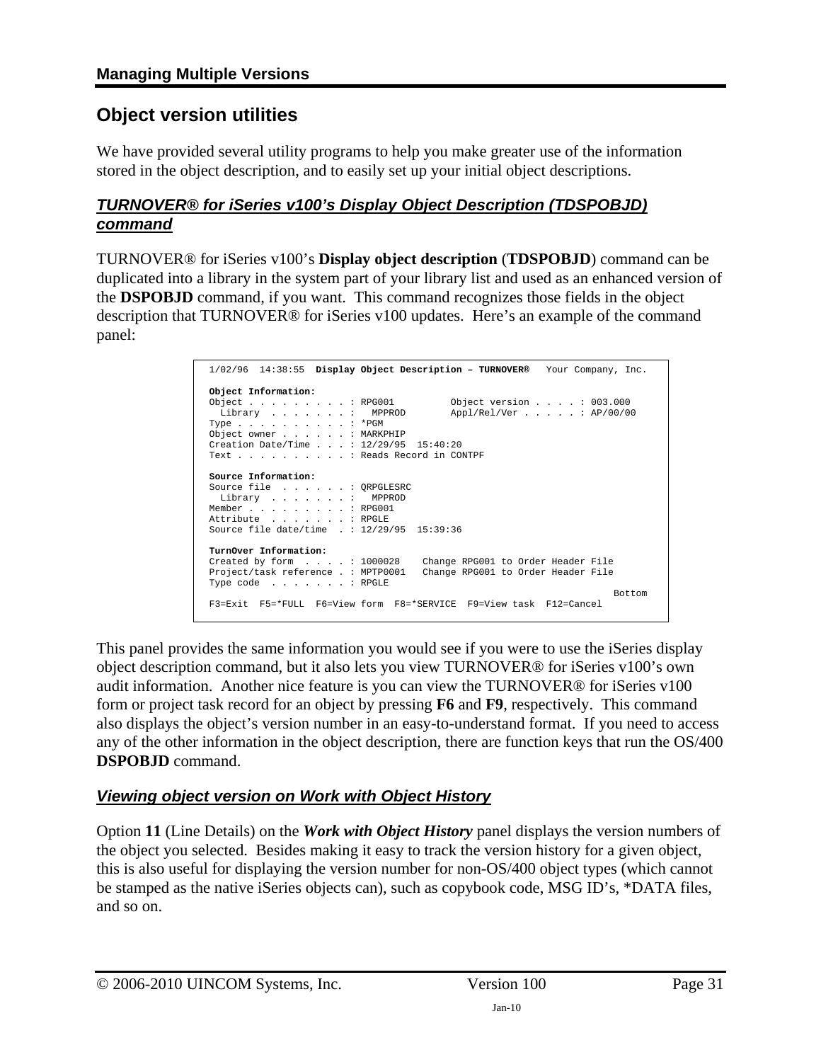# Object version utilities

We have provided several utility programs to help you make greater use of the information stored in the object description, and to easily set up your initial object descriptions.

## *TURNOVER® for iSeries v100's Display Object Description (TDSPOBJD) command*

TURNOVER® for iSeries v100's **Display object description** (**TDSPOBJD**) command can be duplicated into a library in the system part of your library list and used as an enhanced version of the **DSPOBJD** command, if you want. This command recognizes those fields in the object description that TURNOVER® for iSeries v100 updates. Here's an example of the command panel:

```
1/02/96  14:38:55  Display Object Description – TURNOVER®   Your Company, Inc.

Object Information:
Object . . . . . . . . . : RPG001          Object version . . . . : 003.000
  Library  . . . . . . . :   MPPROD        Appl/Rel/Ver . . . . . : AP/00/00
Type . . . . . . . . . . : *PGM
Object owner . . . . . . : MARKPHIP
Creation Date/Time . . . : 12/29/95  15:40:20
Text . . . . . . . . . . : Reads Record in CONTPF

Source Information:
Source file  . . . . . . : QRPGLESRC
  Library  . . . . . . . :   MPPROD
Member . . . . . . . . . : RPG001
Attribute  . . . . . . . : RPGLE
Source file date/time  . : 12/29/95  15:39:36

TurnOver Information:
Created by form  . . . . : 1000028    Change RPG001 to Order Header File
Project/task reference . : MPTP0001   Change RPG001 to Order Header File
Type code  . . . . . . . : RPGLE
                                                                    Bottom
F3=Exit  F5=*FULL  F6=View form  F8=*SERVICE  F9=View task  F12=Cancel
```

This panel provides the same information you would see if you were to use the iSeries display object description command, but it also lets you view TURNOVER® for iSeries v100's own audit information. Another nice feature is you can view the TURNOVER® for iSeries v100 form or project task record for an object by pressing **F6** and **F9**, respectively. This command also displays the object's version number in an easy-to-understand format. If you need to access any of the other information in the object description, there are function keys that run the OS/400 **DSPOBJD** command.

## *Viewing object version on Work with Object History*

Option **11** (Line Details) on the ***Work with Object History*** panel displays the version numbers of the object you selected. Besides making it easy to track the version history for a given object, this is also useful for displaying the version number for non-OS/400 object types (which cannot be stamped as the native iSeries objects can), such as copybook code, MSG ID's, *DATA files, and so on.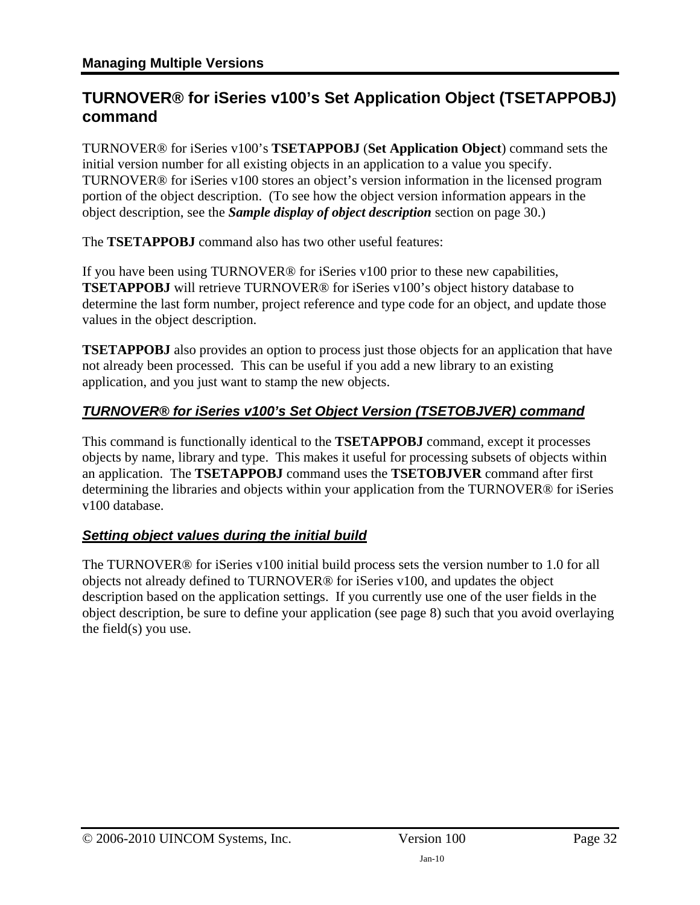## TURNOVER® for iSeries v100's Set Application Object (TSETAPPOBJ) command

TURNOVER® for iSeries v100's **TSETAPPOBJ** (**Set Application Object**) command sets the initial version number for all existing objects in an application to a value you specify. TURNOVER® for iSeries v100 stores an object's version information in the licensed program portion of the object description. (To see how the object version information appears in the object description, see the ***Sample display of object description*** section on page 30.)

The **TSETAPPOBJ** command also has two other useful features:

If you have been using TURNOVER® for iSeries v100 prior to these new capabilities, **TSETAPPOBJ** will retrieve TURNOVER® for iSeries v100's object history database to determine the last form number, project reference and type code for an object, and update those values in the object description.

**TSETAPPOBJ** also provides an option to process just those objects for an application that have not already been processed. This can be useful if you add a new library to an existing application, and you just want to stamp the new objects.

### *TURNOVER® for iSeries v100's Set Object Version (TSETOBJVER) command*

This command is functionally identical to the **TSETAPPOBJ** command, except it processes objects by name, library and type. This makes it useful for processing subsets of objects within an application. The **TSETAPPOBJ** command uses the **TSETOBJVER** command after first determining the libraries and objects within your application from the TURNOVER® for iSeries v100 database.

### *Setting object values during the initial build*

The TURNOVER® for iSeries v100 initial build process sets the version number to 1.0 for all objects not already defined to TURNOVER® for iSeries v100, and updates the object description based on the application settings. If you currently use one of the user fields in the object description, be sure to define your application (see page 8) such that you avoid overlaying the field(s) you use.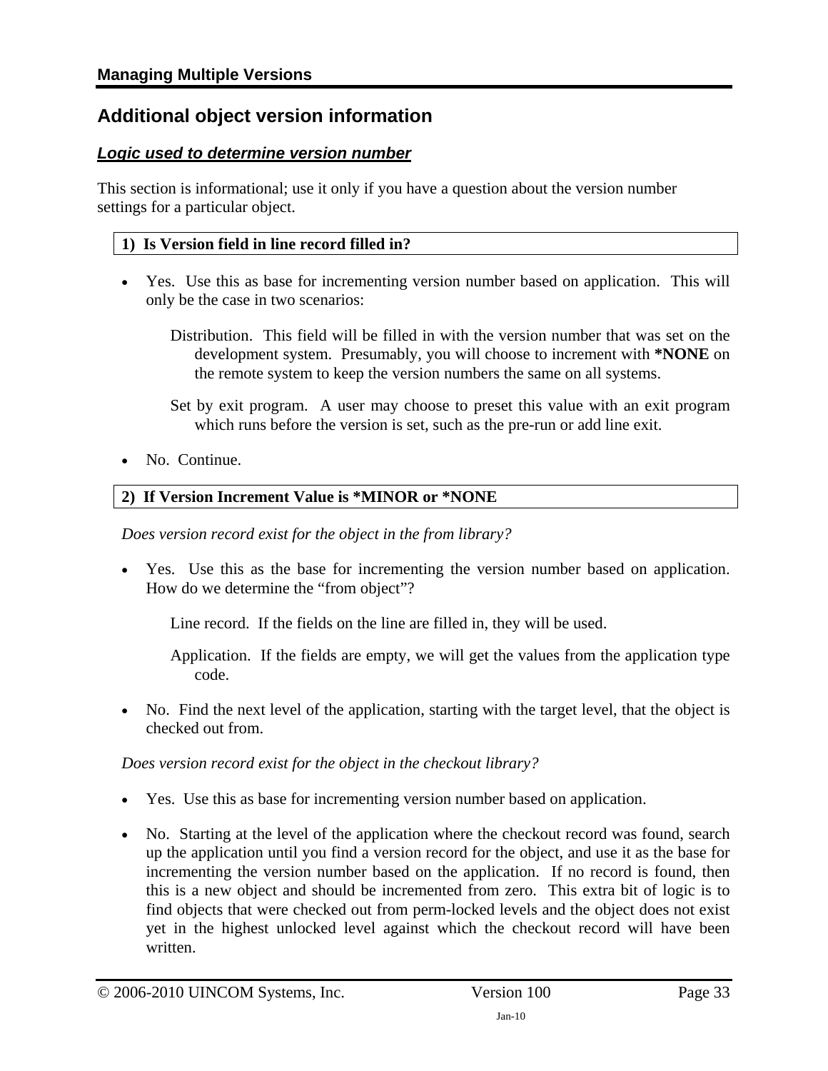## Additional object version information

### *Logic used to determine version number*

This section is informational; use it only if you have a question about the version number settings for a particular object.

**1) Is Version field in line record filled in?**

- Yes. Use this as base for incrementing version number based on application. This will only be the case in two scenarios:

  Distribution. This field will be filled in with the version number that was set on the development system. Presumably, you will choose to increment with **\*NONE** on the remote system to keep the version numbers the same on all systems.

  Set by exit program. A user may choose to preset this value with an exit program which runs before the version is set, such as the pre-run or add line exit.

- No. Continue.

**2) If Version Increment Value is \*MINOR or \*NONE**

*Does version record exist for the object in the from library?*

- Yes. Use this as the base for incrementing the version number based on application. How do we determine the "from object"?

  Line record. If the fields on the line are filled in, they will be used.

  Application. If the fields are empty, we will get the values from the application type code.

- No. Find the next level of the application, starting with the target level, that the object is checked out from.

*Does version record exist for the object in the checkout library?*

- Yes. Use this as base for incrementing version number based on application.

- No. Starting at the level of the application where the checkout record was found, search up the application until you find a version record for the object, and use it as the base for incrementing the version number based on the application. If no record is found, then this is a new object and should be incremented from zero. This extra bit of logic is to find objects that were checked out from perm-locked levels and the object does not exist yet in the highest unlocked level against which the checkout record will have been written.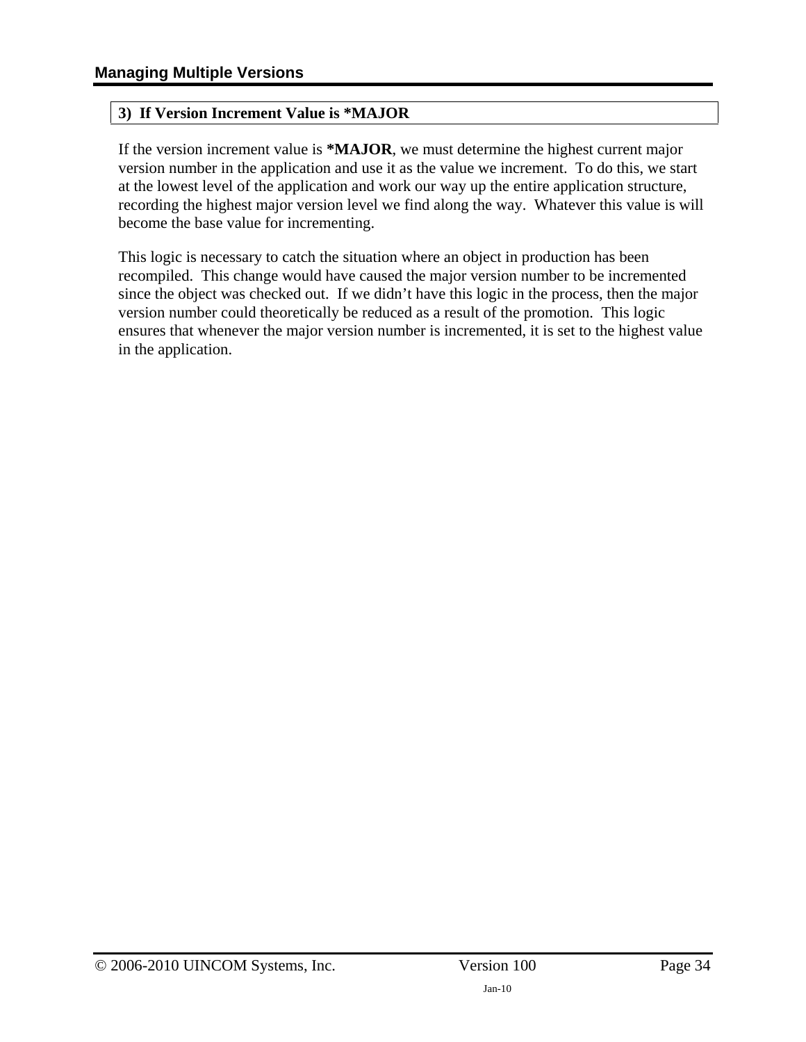### 3) If Version Increment Value is *MAJOR

If the version increment value is ***MAJOR**, we must determine the highest current major version number in the application and use it as the value we increment. To do this, we start at the lowest level of the application and work our way up the entire application structure, recording the highest major version level we find along the way. Whatever this value is will become the base value for incrementing.

This logic is necessary to catch the situation where an object in production has been recompiled. This change would have caused the major version number to be incremented since the object was checked out. If we didn't have this logic in the process, then the major version number could theoretically be reduced as a result of the promotion. This logic ensures that whenever the major version number is incremented, it is set to the highest value in the application.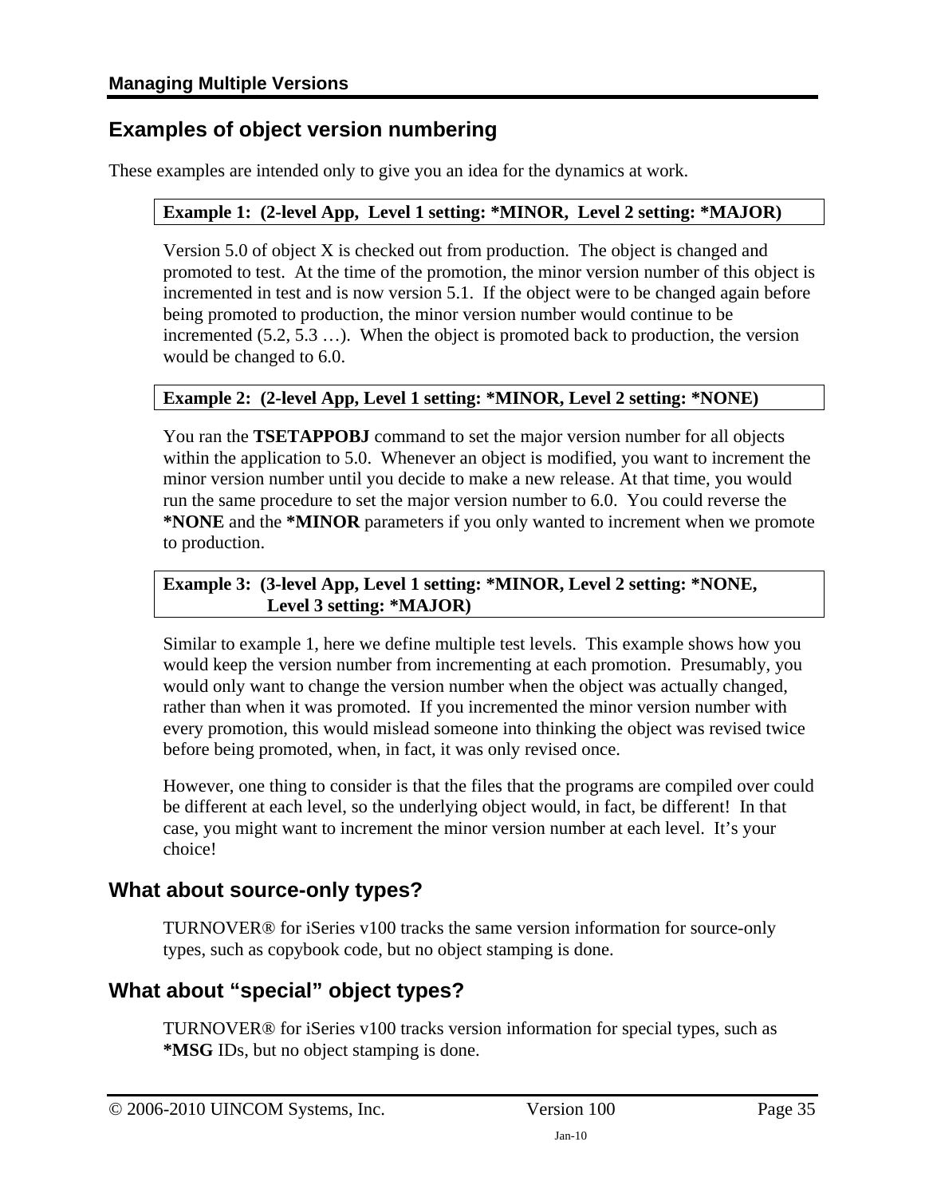## Examples of object version numbering

These examples are intended only to give you an idea for the dynamics at work.

**Example 1: (2-level App, Level 1 setting: *MINOR, Level 2 setting: *MAJOR)**

Version 5.0 of object X is checked out from production. The object is changed and promoted to test. At the time of the promotion, the minor version number of this object is incremented in test and is now version 5.1. If the object were to be changed again before being promoted to production, the minor version number would continue to be incremented (5.2, 5.3 …). When the object is promoted back to production, the version would be changed to 6.0.

**Example 2: (2-level App, Level 1 setting: *MINOR, Level 2 setting: *NONE)**

You ran the **TSETAPPOBJ** command to set the major version number for all objects within the application to 5.0. Whenever an object is modified, you want to increment the minor version number until you decide to make a new release. At that time, you would run the same procedure to set the major version number to 6.0. You could reverse the ***NONE** and the ***MINOR** parameters if you only wanted to increment when we promote to production.

**Example 3: (3-level App, Level 1 setting: *MINOR, Level 2 setting: *NONE, Level 3 setting: *MAJOR)**

Similar to example 1, here we define multiple test levels. This example shows how you would keep the version number from incrementing at each promotion. Presumably, you would only want to change the version number when the object was actually changed, rather than when it was promoted. If you incremented the minor version number with every promotion, this would mislead someone into thinking the object was revised twice before being promoted, when, in fact, it was only revised once.

However, one thing to consider is that the files that the programs are compiled over could be different at each level, so the underlying object would, in fact, be different! In that case, you might want to increment the minor version number at each level. It's your choice!

### What about source-only types?

TURNOVER® for iSeries v100 tracks the same version information for source-only types, such as copybook code, but no object stamping is done.

### What about "special" object types?

TURNOVER® for iSeries v100 tracks version information for special types, such as ***MSG** IDs, but no object stamping is done.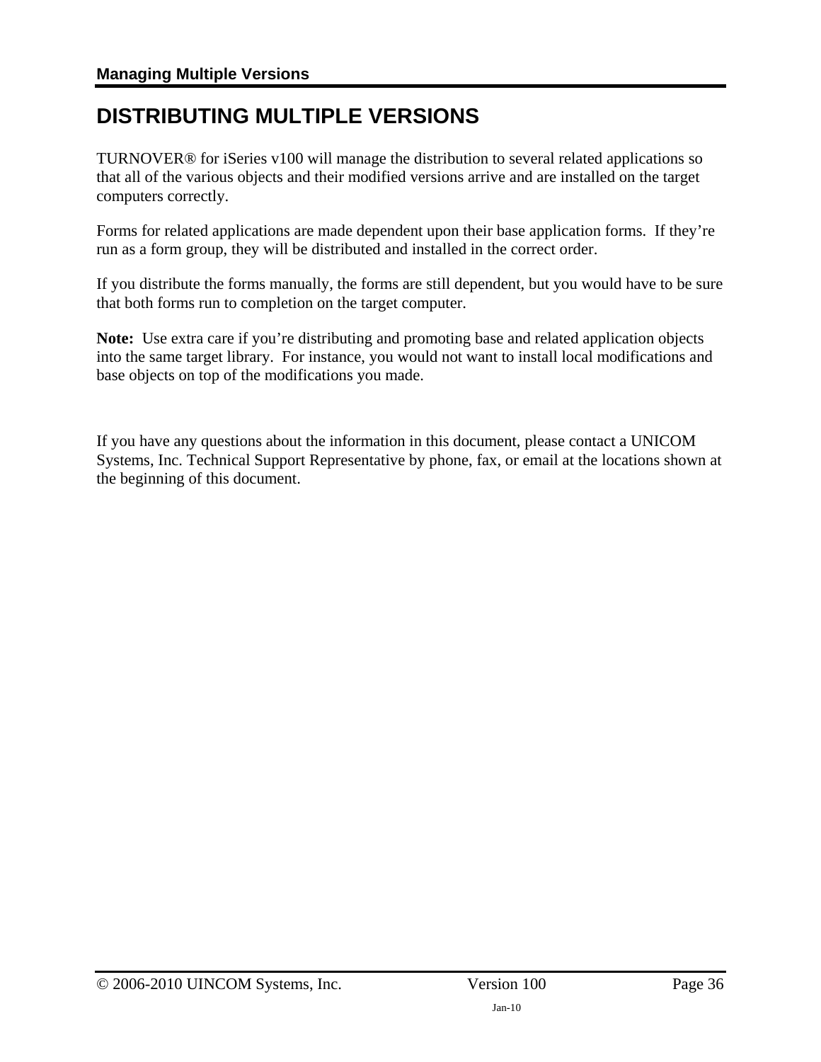# DISTRIBUTING MULTIPLE VERSIONS

TURNOVER® for iSeries v100 will manage the distribution to several related applications so that all of the various objects and their modified versions arrive and are installed on the target computers correctly.

Forms for related applications are made dependent upon their base application forms. If they're run as a form group, they will be distributed and installed in the correct order.

If you distribute the forms manually, the forms are still dependent, but you would have to be sure that both forms run to completion on the target computer.

**Note:** Use extra care if you're distributing and promoting base and related application objects into the same target library. For instance, you would not want to install local modifications and base objects on top of the modifications you made.

If you have any questions about the information in this document, please contact a UNICOM Systems, Inc. Technical Support Representative by phone, fax, or email at the locations shown at the beginning of this document.